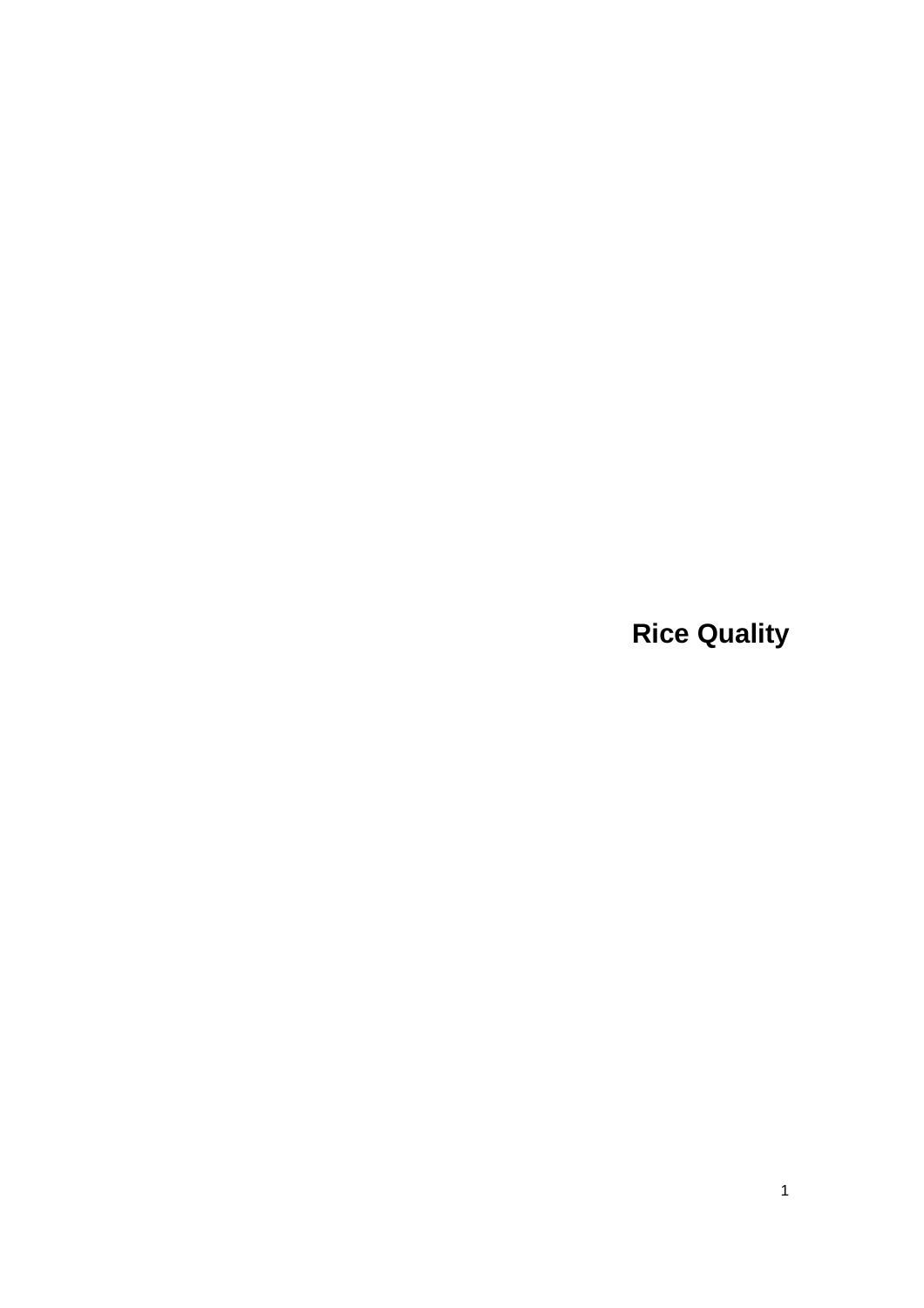# Rice Quality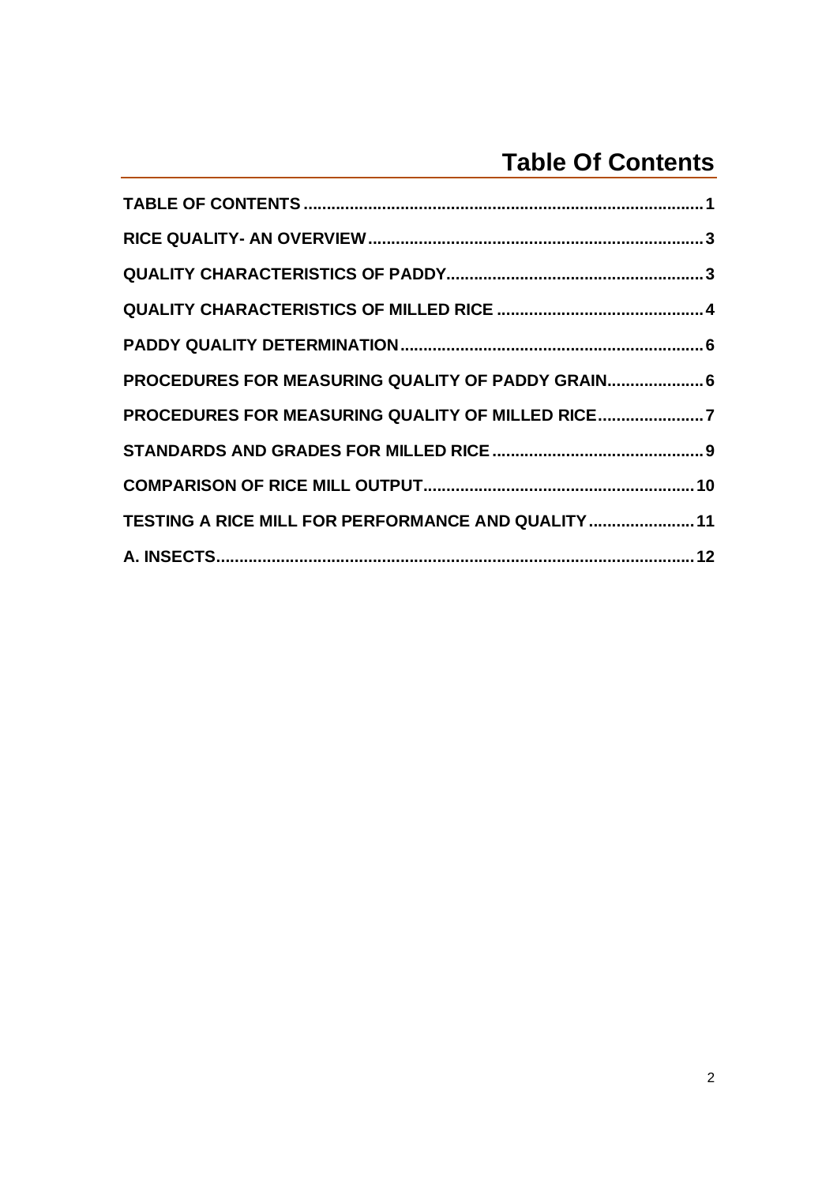# Table Of Contents

TABLE OF CONTENTS .......................................................................................... 1

RICE QUALITY- AN OVERVIEW ........................................................................... 3

QUALITY CHARACTERISTICS OF PADDY ......................................................... 3

QUALITY CHARACTERISTICS OF MILLED RICE ............................................. 4

PADDY QUALITY DETERMINATION .................................................................. 6

PROCEDURES FOR MEASURING QUALITY OF PADDY GRAIN ..................... 6

PROCEDURES FOR MEASURING QUALITY OF MILLED RICE ....................... 7

STANDARDS AND GRADES FOR MILLED RICE .............................................. 9

COMPARISON OF RICE MILL OUTPUT ............................................................ 10

TESTING A RICE MILL FOR PERFORMANCE AND QUALITY ....................... 11

A. INSECTS .......................................................................................................... 12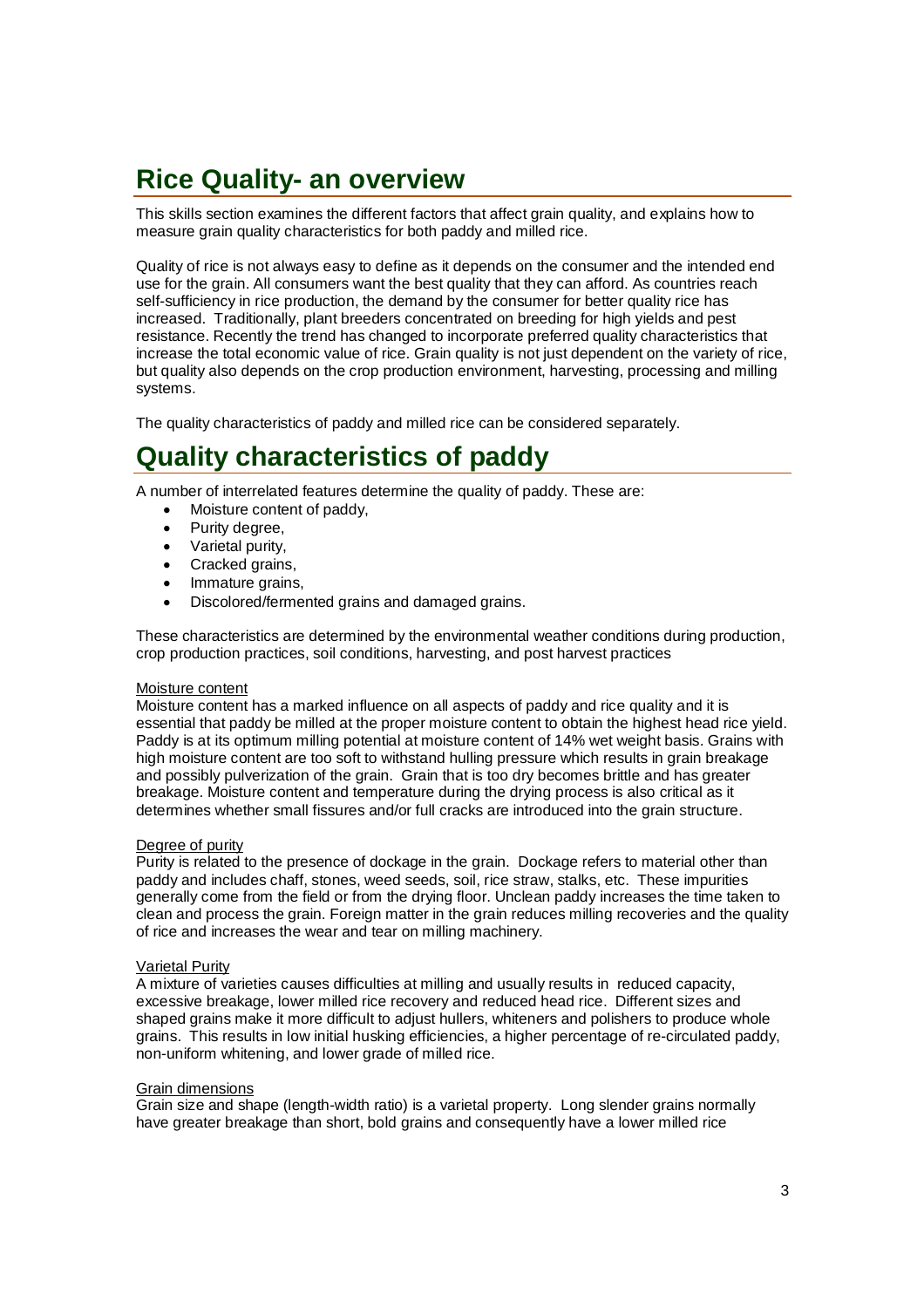# Rice Quality- an overview

This skills section examines the different factors that affect grain quality, and explains how to measure grain quality characteristics for both paddy and milled rice.

Quality of rice is not always easy to define as it depends on the consumer and the intended end use for the grain. All consumers want the best quality that they can afford. As countries reach self-sufficiency in rice production, the demand by the consumer for better quality rice has increased. Traditionally, plant breeders concentrated on breeding for high yields and pest resistance. Recently the trend has changed to incorporate preferred quality characteristics that increase the total economic value of rice. Grain quality is not just dependent on the variety of rice, but quality also depends on the crop production environment, harvesting, processing and milling systems.

The quality characteristics of paddy and milled rice can be considered separately.

# Quality characteristics of paddy

A number of interrelated features determine the quality of paddy. These are:

- Moisture content of paddy,
- Purity degree,
- Varietal purity,
- Cracked grains,
- Immature grains,
- Discolored/fermented grains and damaged grains.

These characteristics are determined by the environmental weather conditions during production, crop production practices, soil conditions, harvesting, and post harvest practices

Moisture content

Moisture content has a marked influence on all aspects of paddy and rice quality and it is essential that paddy be milled at the proper moisture content to obtain the highest head rice yield. Paddy is at its optimum milling potential at moisture content of 14% wet weight basis. Grains with high moisture content are too soft to withstand hulling pressure which results in grain breakage and possibly pulverization of the grain. Grain that is too dry becomes brittle and has greater breakage. Moisture content and temperature during the drying process is also critical as it determines whether small fissures and/or full cracks are introduced into the grain structure.

Degree of purity

Purity is related to the presence of dockage in the grain. Dockage refers to material other than paddy and includes chaff, stones, weed seeds, soil, rice straw, stalks, etc. These impurities generally come from the field or from the drying floor. Unclean paddy increases the time taken to clean and process the grain. Foreign matter in the grain reduces milling recoveries and the quality of rice and increases the wear and tear on milling machinery.

Varietal Purity

A mixture of varieties causes difficulties at milling and usually results in reduced capacity, excessive breakage, lower milled rice recovery and reduced head rice. Different sizes and shaped grains make it more difficult to adjust hullers, whiteners and polishers to produce whole grains. This results in low initial husking efficiencies, a higher percentage of re-circulated paddy, non-uniform whitening, and lower grade of milled rice.

Grain dimensions

Grain size and shape (length-width ratio) is a varietal property. Long slender grains normally have greater breakage than short, bold grains and consequently have a lower milled rice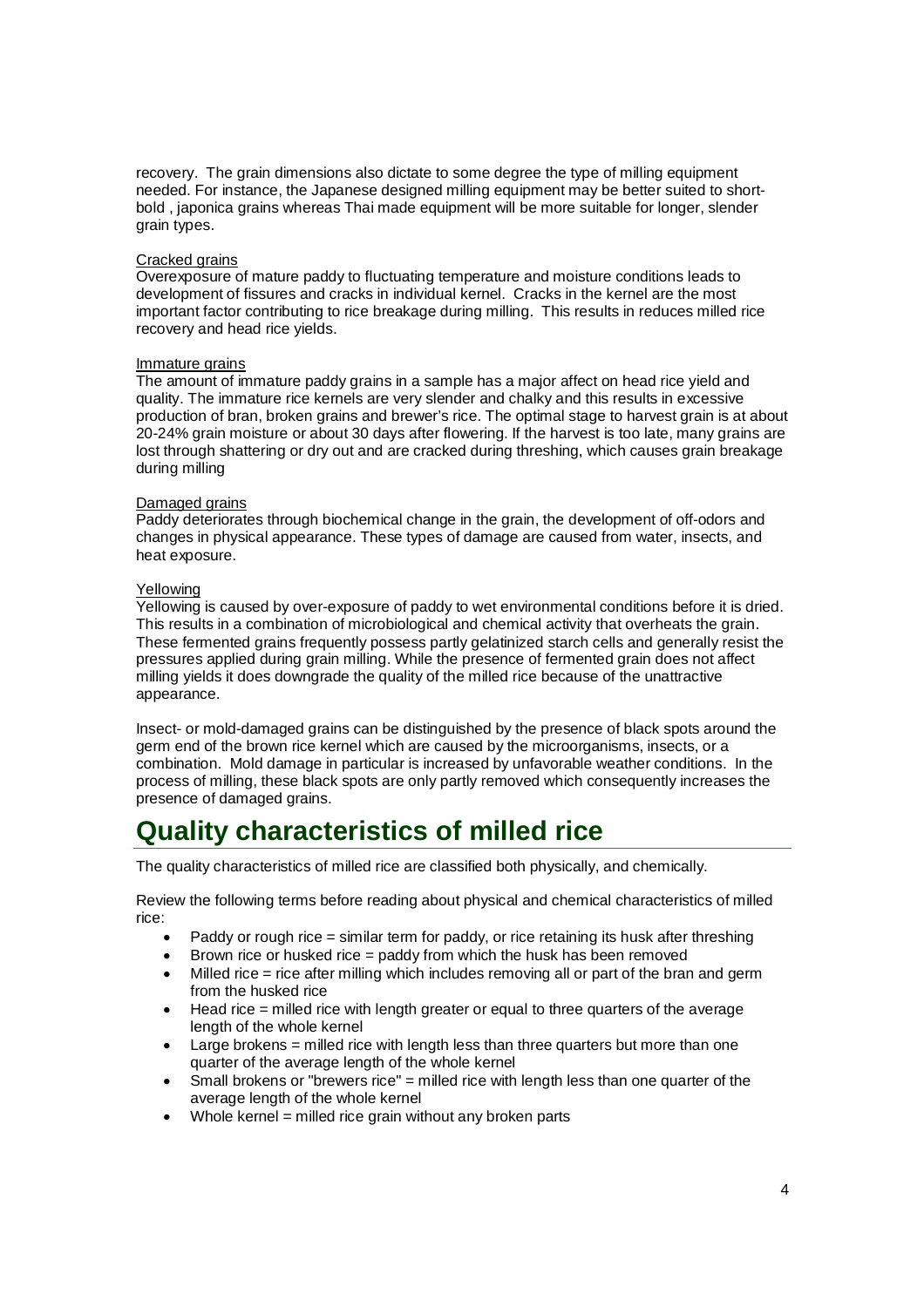recovery. The grain dimensions also dictate to some degree the type of milling equipment needed. For instance, the Japanese designed milling equipment may be better suited to short-bold , japonica grains whereas Thai made equipment will be more suitable for longer, slender grain types.

Cracked grains

Overexposure of mature paddy to fluctuating temperature and moisture conditions leads to development of fissures and cracks in individual kernel. Cracks in the kernel are the most important factor contributing to rice breakage during milling. This results in reduces milled rice recovery and head rice yields.

Immature grains

The amount of immature paddy grains in a sample has a major affect on head rice yield and quality. The immature rice kernels are very slender and chalky and this results in excessive production of bran, broken grains and brewer's rice. The optimal stage to harvest grain is at about 20-24% grain moisture or about 30 days after flowering. If the harvest is too late, many grains are lost through shattering or dry out and are cracked during threshing, which causes grain breakage during milling

Damaged grains

Paddy deteriorates through biochemical change in the grain, the development of off-odors and changes in physical appearance. These types of damage are caused from water, insects, and heat exposure.

Yellowing

Yellowing is caused by over-exposure of paddy to wet environmental conditions before it is dried. This results in a combination of microbiological and chemical activity that overheats the grain. These fermented grains frequently possess partly gelatinized starch cells and generally resist the pressures applied during grain milling. While the presence of fermented grain does not affect milling yields it does downgrade the quality of the milled rice because of the unattractive appearance.

Insect- or mold-damaged grains can be distinguished by the presence of black spots around the germ end of the brown rice kernel which are caused by the microorganisms, insects, or a combination. Mold damage in particular is increased by unfavorable weather conditions. In the process of milling, these black spots are only partly removed which consequently increases the presence of damaged grains.

# Quality characteristics of milled rice

The quality characteristics of milled rice are classified both physically, and chemically.

Review the following terms before reading about physical and chemical characteristics of milled rice:

- Paddy or rough rice = similar term for paddy, or rice retaining its husk after threshing
- Brown rice or husked rice = paddy from which the husk has been removed
- Milled rice = rice after milling which includes removing all or part of the bran and germ from the husked rice
- Head rice = milled rice with length greater or equal to three quarters of the average length of the whole kernel
- Large brokens = milled rice with length less than three quarters but more than one quarter of the average length of the whole kernel
- Small brokens or "brewers rice" = milled rice with length less than one quarter of the average length of the whole kernel
- Whole kernel = milled rice grain without any broken parts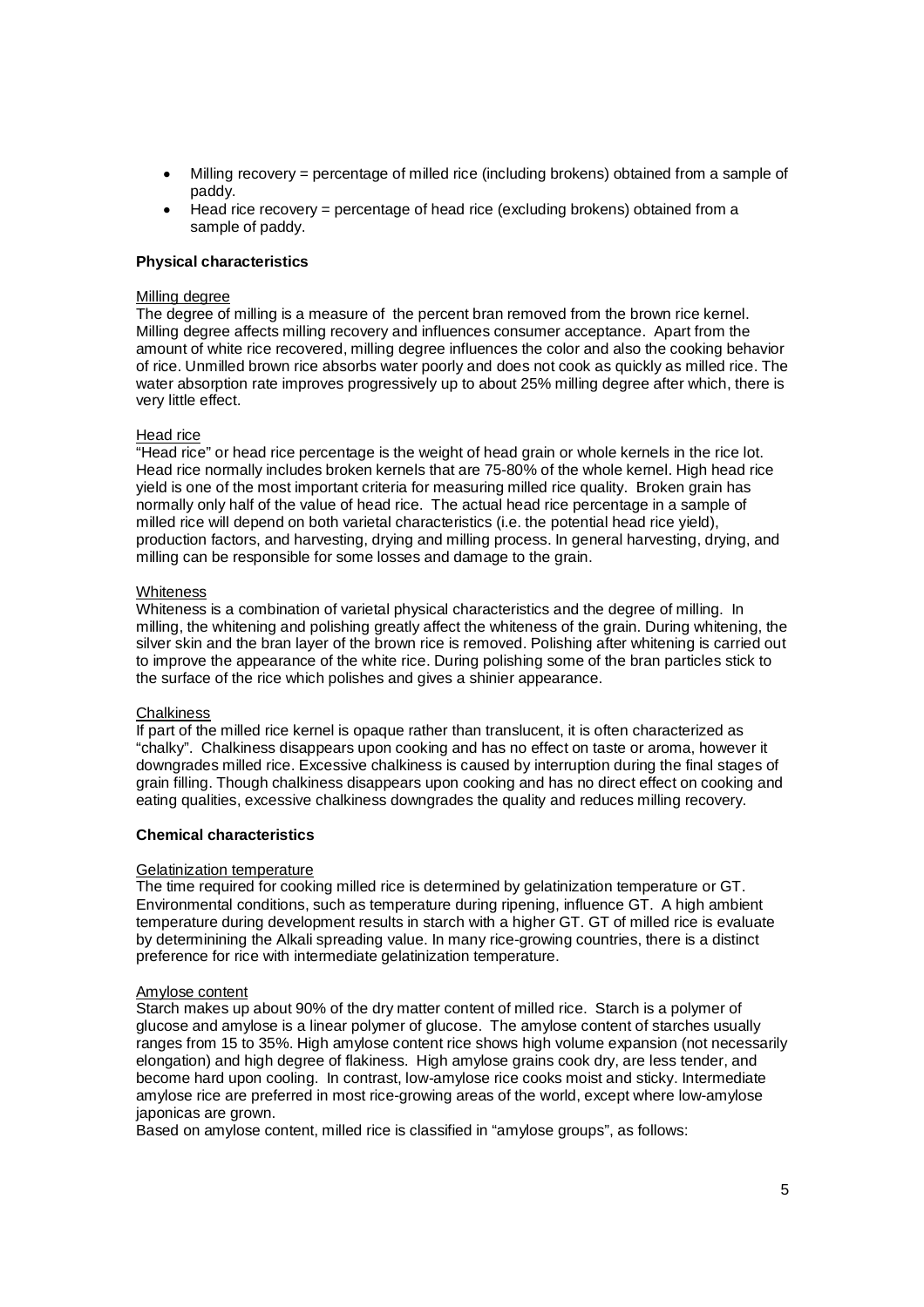- Milling recovery = percentage of milled rice (including brokens) obtained from a sample of paddy.
- Head rice recovery = percentage of head rice (excluding brokens) obtained from a sample of paddy.

### Physical characteristics

Milling degree

The degree of milling is a measure of the percent bran removed from the brown rice kernel. Milling degree affects milling recovery and influences consumer acceptance. Apart from the amount of white rice recovered, milling degree influences the color and also the cooking behavior of rice. Unmilled brown rice absorbs water poorly and does not cook as quickly as milled rice. The water absorption rate improves progressively up to about 25% milling degree after which, there is very little effect.

Head rice

"Head rice" or head rice percentage is the weight of head grain or whole kernels in the rice lot. Head rice normally includes broken kernels that are 75-80% of the whole kernel. High head rice yield is one of the most important criteria for measuring milled rice quality. Broken grain has normally only half of the value of head rice. The actual head rice percentage in a sample of milled rice will depend on both varietal characteristics (i.e. the potential head rice yield), production factors, and harvesting, drying and milling process. In general harvesting, drying, and milling can be responsible for some losses and damage to the grain.

Whiteness

Whiteness is a combination of varietal physical characteristics and the degree of milling. In milling, the whitening and polishing greatly affect the whiteness of the grain. During whitening, the silver skin and the bran layer of the brown rice is removed. Polishing after whitening is carried out to improve the appearance of the white rice. During polishing some of the bran particles stick to the surface of the rice which polishes and gives a shinier appearance.

Chalkiness

If part of the milled rice kernel is opaque rather than translucent, it is often characterized as "chalky". Chalkiness disappears upon cooking and has no effect on taste or aroma, however it downgrades milled rice. Excessive chalkiness is caused by interruption during the final stages of grain filling. Though chalkiness disappears upon cooking and has no direct effect on cooking and eating qualities, excessive chalkiness downgrades the quality and reduces milling recovery.

### Chemical characteristics

Gelatinization temperature

The time required for cooking milled rice is determined by gelatinization temperature or GT. Environmental conditions, such as temperature during ripening, influence GT. A high ambient temperature during development results in starch with a higher GT. GT of milled rice is evaluate by determinining the Alkali spreading value. In many rice-growing countries, there is a distinct preference for rice with intermediate gelatinization temperature.

Amylose content

Starch makes up about 90% of the dry matter content of milled rice. Starch is a polymer of glucose and amylose is a linear polymer of glucose. The amylose content of starches usually ranges from 15 to 35%. High amylose content rice shows high volume expansion (not necessarily elongation) and high degree of flakiness. High amylose grains cook dry, are less tender, and become hard upon cooling. In contrast, low-amylose rice cooks moist and sticky. Intermediate amylose rice are preferred in most rice-growing areas of the world, except where low-amylose japonicas are grown.

Based on amylose content, milled rice is classified in "amylose groups", as follows: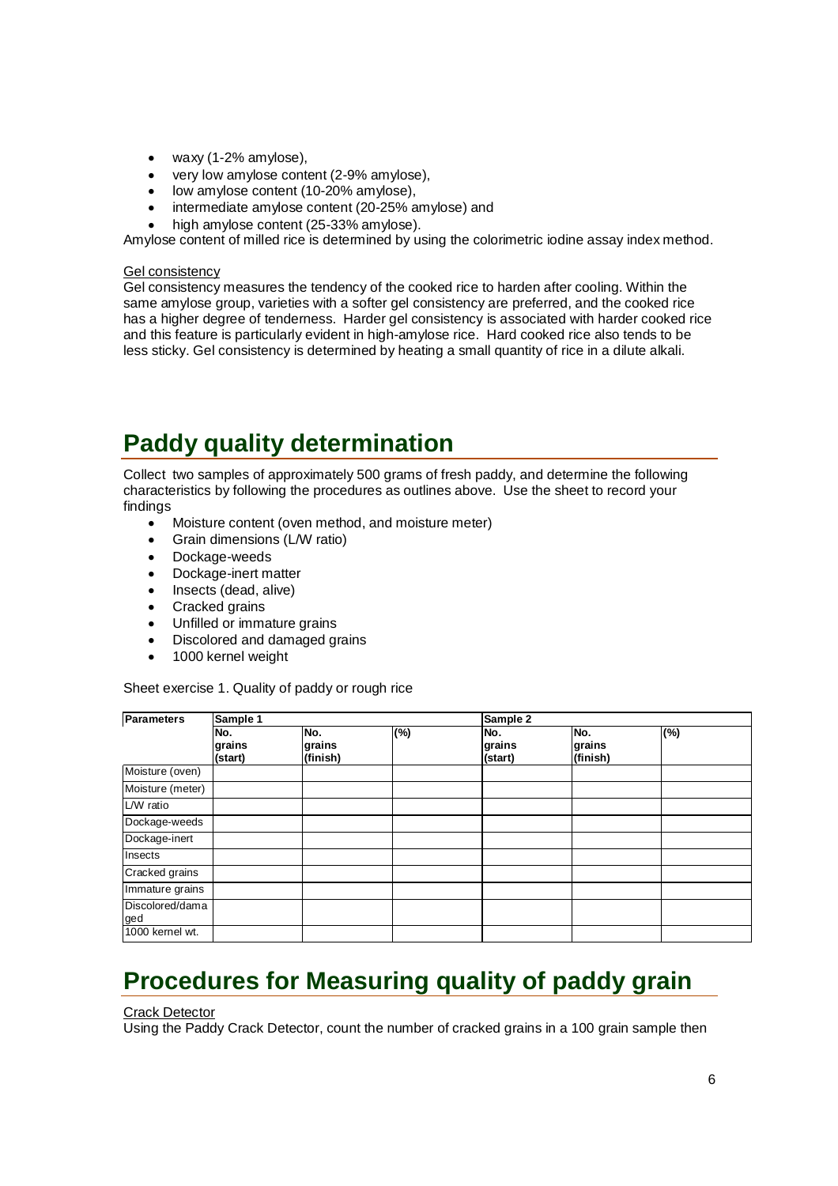- waxy (1-2% amylose),
- very low amylose content (2-9% amylose),
- low amylose content (10-20% amylose),
- intermediate amylose content (20-25% amylose) and
- high amylose content (25-33% amylose).

Amylose content of milled rice is determined by using the colorimetric iodine assay index method.

Gel consistency

Gel consistency measures the tendency of the cooked rice to harden after cooling. Within the same amylose group, varieties with a softer gel consistency are preferred, and the cooked rice has a higher degree of tenderness. Harder gel consistency is associated with harder cooked rice and this feature is particularly evident in high-amylose rice. Hard cooked rice also tends to be less sticky. Gel consistency is determined by heating a small quantity of rice in a dilute alkali.

# Paddy quality determination

Collect two samples of approximately 500 grams of fresh paddy, and determine the following characteristics by following the procedures as outlines above. Use the sheet to record your findings

- Moisture content (oven method, and moisture meter)
- Grain dimensions (L/W ratio)
- Dockage-weeds
- Dockage-inert matter
- Insects (dead, alive)
- Cracked grains
- Unfilled or immature grains
- Discolored and damaged grains
- 1000 kernel weight

Sheet exercise 1. Quality of paddy or rough rice

| Parameters | Sample 1 | | | Sample 2 | | |
|---|---|---|---|---|---|---|
| | No. grains (start) | No. grains (finish) | (%) | No. grains (start) | No. grains (finish) | (%) |
| Moisture (oven) | | | | | | |
| Moisture (meter) | | | | | | |
| L/W ratio | | | | | | |
| Dockage-weeds | | | | | | |
| Dockage-inert | | | | | | |
| Insects | | | | | | |
| Cracked grains | | | | | | |
| Immature grains | | | | | | |
| Discolored/damaged | | | | | | |
| 1000 kernel wt. | | | | | | |

# Procedures for Measuring quality of paddy grain

Crack Detector

Using the Paddy Crack Detector, count the number of cracked grains in a 100 grain sample then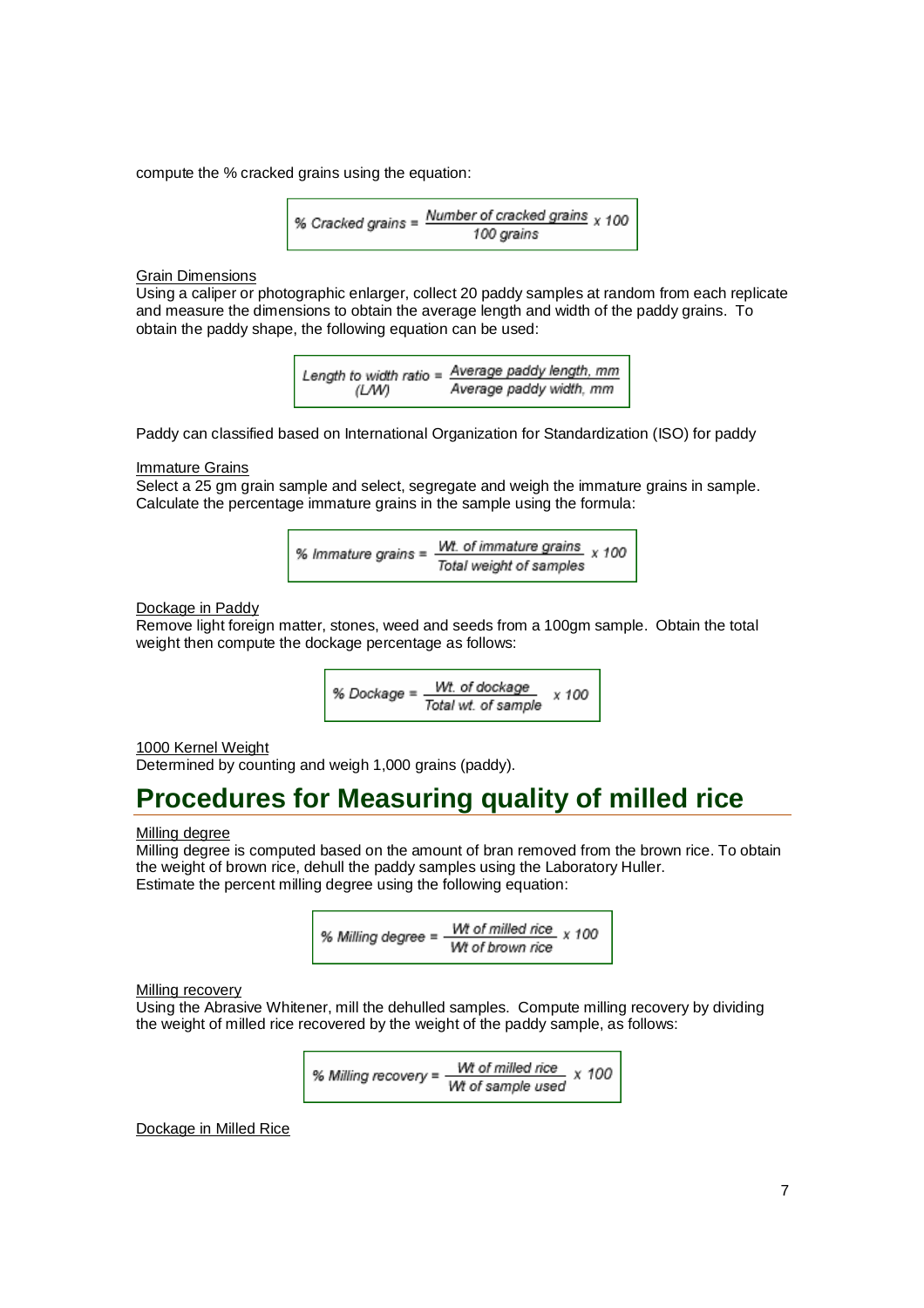compute the % cracked grains using the equation:

$$\% \text{ Cracked grains} = \frac{\text{Number of cracked grains}}{\text{100 grains}} \times 100$$

Grain Dimensions

Using a caliper or photographic enlarger, collect 20 paddy samples at random from each replicate and measure the dimensions to obtain the average length and width of the paddy grains. To obtain the paddy shape, the following equation can be used:

$$\text{Length to width ratio (L/W)} = \frac{\text{Average paddy length, mm}}{\text{Average paddy width, mm}}$$

Paddy can classified based on International Organization for Standardization (ISO) for paddy

Immature Grains

Select a 25 gm grain sample and select, segregate and weigh the immature grains in sample. Calculate the percentage immature grains in the sample using the formula:

$$\% \text{ Immature grains} = \frac{\text{Wt. of immature grains}}{\text{Total weight of samples}} \times 100$$

Dockage in Paddy

Remove light foreign matter, stones, weed and seeds from a 100gm sample. Obtain the total weight then compute the dockage percentage as follows:

$$\% \text{ Dockage} = \frac{\text{Wt. of dockage}}{\text{Total wt. of sample}} \times 100$$

1000 Kernel Weight

Determined by counting and weigh 1,000 grains (paddy).

# Procedures for Measuring quality of milled rice

Milling degree

Milling degree is computed based on the amount of bran removed from the brown rice. To obtain the weight of brown rice, dehull the paddy samples using the Laboratory Huller.
Estimate the percent milling degree using the following equation:

$$\% \text{ Milling degree} = \frac{\text{Wt of milled rice}}{\text{Wt of brown rice}} \times 100$$

Milling recovery

Using the Abrasive Whitener, mill the dehulled samples. Compute milling recovery by dividing the weight of milled rice recovered by the weight of the paddy sample, as follows:

$$\% \text{ Milling recovery} = \frac{\text{Wt of milled rice}}{\text{Wt of sample used}} \times 100$$

Dockage in Milled Rice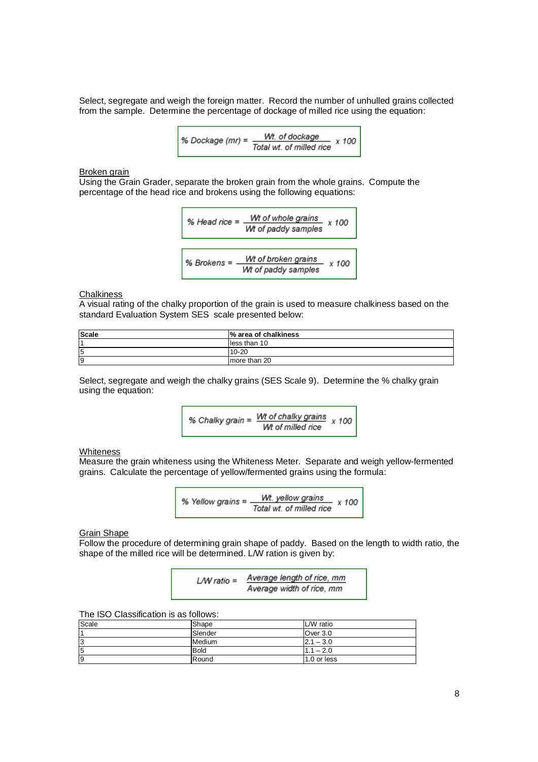Select, segregate and weigh the foreign matter. Record the number of unhulled grains collected from the sample. Determine the percentage of dockage of milled rice using the equation:

$$\%\ Dockage\ (mr) = \frac{Wt.\ of\ dockage}{Total\ wt.\ of\ milled\ rice} \times 100$$

<u>Broken grain</u>

Using the Grain Grader, separate the broken grain from the whole grains. Compute the percentage of the head rice and brokens using the following equations:

$$\%\ Head\ rice = \frac{Wt\ of\ whole\ grains}{Wt\ of\ paddy\ samples} \times 100$$

$$\%\ Brokens = \frac{Wt\ of\ broken\ grains}{Wt\ of\ paddy\ samples} \times 100$$

<u>Chalkiness</u>

A visual rating of the chalky proportion of the grain is used to measure chalkiness based on the standard Evaluation System SES scale presented below:

| Scale | % area of chalkiness |
|---|---|
| 1 | less than 10 |
| 5 | 10-20 |
| 9 | more than 20 |

Select, segregate and weigh the chalky grains (SES Scale 9). Determine the % chalky grain using the equation:

$$\%\ Chalky\ grain = \frac{Wt\ of\ chalky\ grains}{Wt\ of\ milled\ rice} \times 100$$

<u>Whiteness</u>

Measure the grain whiteness using the Whiteness Meter. Separate and weigh yellow-fermented grains. Calculate the percentage of yellow/fermented grains using the formula:

$$\%\ Yellow\ grains = \frac{Wt.\ yellow\ grains}{Total\ wt.\ of\ milled\ rice} \times 100$$

<u>Grain Shape</u>

Follow the procedure of determining grain shape of paddy. Based on the length to width ratio, the shape of the milled rice will be determined. L/W ration is given by:

$$L/W\ ratio = \frac{Average\ length\ of\ rice,\ mm}{Average\ width\ of\ rice,\ mm}$$

The ISO Classification is as follows:

| Scale | Shape | L/W ratio |
|---|---|---|
| 1 | Slender | Over 3.0 |
| 3 | Medium | 2.1 – 3.0 |
| 5 | Bold | 1.1 – 2.0 |
| 9 | Round | 1.0 or less |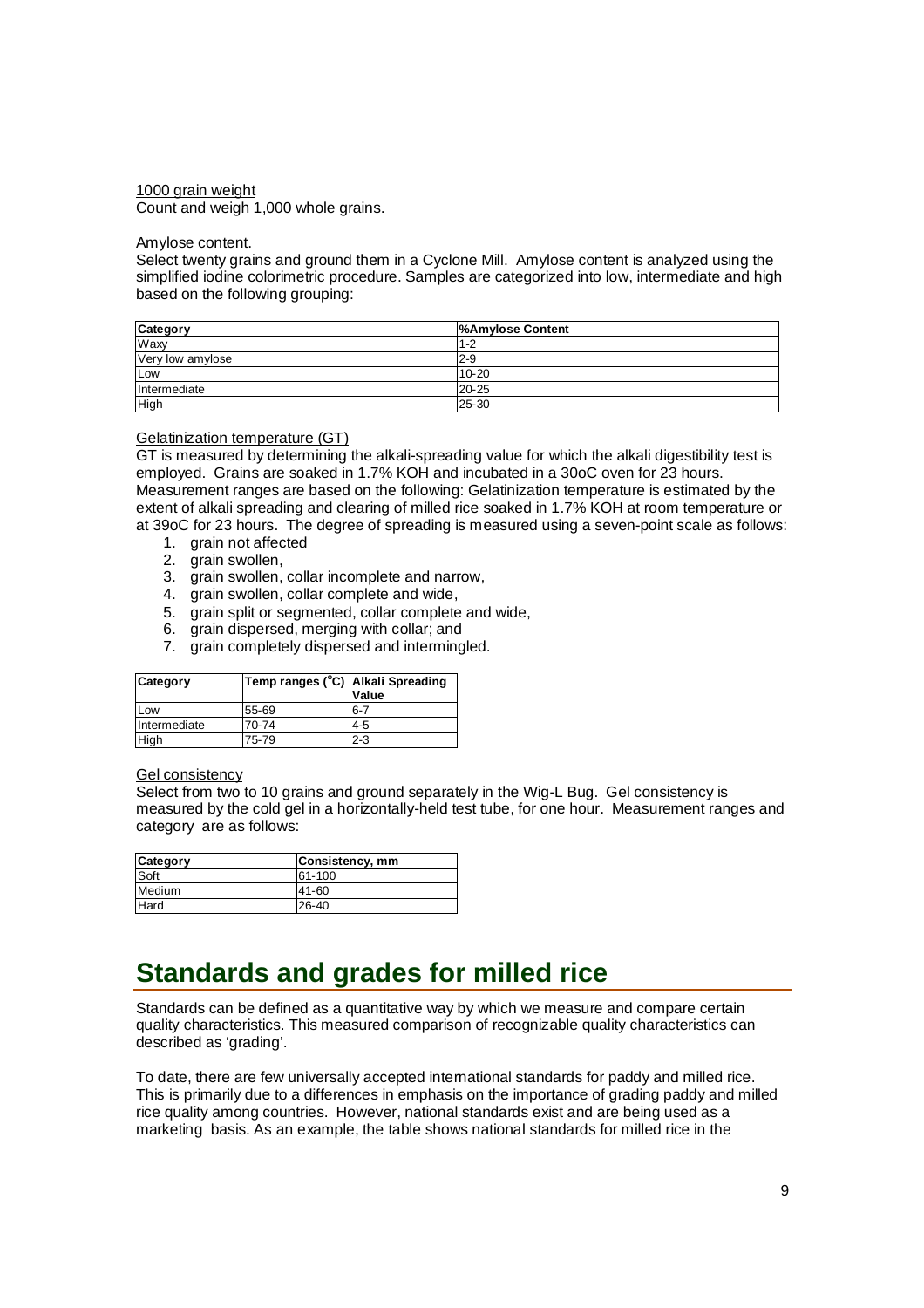1000 grain weight

Count and weigh 1,000 whole grains.

Amylose content.

Select twenty grains and ground them in a Cyclone Mill. Amylose content is analyzed using the simplified iodine colorimetric procedure. Samples are categorized into low, intermediate and high based on the following grouping:

| Category | %Amylose Content |
|---|---|
| Waxy | 1-2 |
| Very low amylose | 2-9 |
| Low | 10-20 |
| Intermediate | 20-25 |
| High | 25-30 |

Gelatinization temperature (GT)

GT is measured by determining the alkali-spreading value for which the alkali digestibility test is employed. Grains are soaked in 1.7% KOH and incubated in a 30oC oven for 23 hours. Measurement ranges are based on the following: Gelatinization temperature is estimated by the extent of alkali spreading and clearing of milled rice soaked in 1.7% KOH at room temperature or at 39oC for 23 hours. The degree of spreading is measured using a seven-point scale as follows:

1. grain not affected
2. grain swollen,
3. grain swollen, collar incomplete and narrow,
4. grain swollen, collar complete and wide,
5. grain split or segmented, collar complete and wide,
6. grain dispersed, merging with collar; and
7. grain completely dispersed and intermingled.

| Category | Temp ranges ($^{o}$C) | Alkali Spreading Value |
|---|---|---|
| Low | 55-69 | 6-7 |
| Intermediate | 70-74 | 4-5 |
| High | 75-79 | 2-3 |

Gel consistency

Select from two to 10 grains and ground separately in the Wig-L Bug. Gel consistency is measured by the cold gel in a horizontally-held test tube, for one hour. Measurement ranges and category are as follows:

| Category | Consistency, mm |
|---|---|
| Soft | 61-100 |
| Medium | 41-60 |
| Hard | 26-40 |

# Standards and grades for milled rice

Standards can be defined as a quantitative way by which we measure and compare certain quality characteristics. This measured comparison of recognizable quality characteristics can described as 'grading'.

To date, there are few universally accepted international standards for paddy and milled rice. This is primarily due to a differences in emphasis on the importance of grading paddy and milled rice quality among countries. However, national standards exist and are being used as a marketing basis. As an example, the table shows national standards for milled rice in the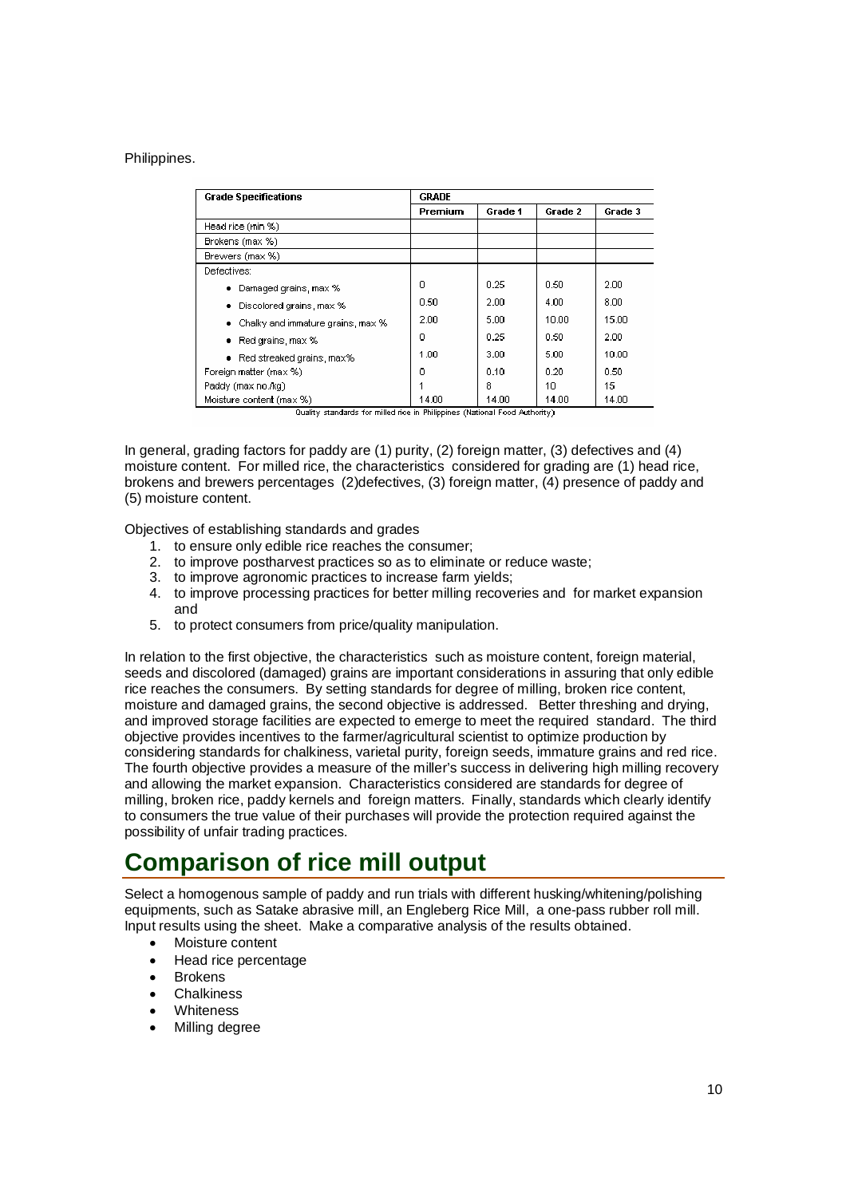Philippines.

| Grade Specifications | GRADE | | | |
|---|---|---|---|---|
| | Premium | Grade 1 | Grade 2 | Grade 3 |
| Head rice (min %) | | | | |
| Brokens (max %) | | | | |
| Brewers (max %) | | | | |
| Defectives: | | | | |
| • Damaged grains, max % | 0 | 0.25 | 0.50 | 2.00 |
| • Discolored grains, max % | 0.50 | 2.00 | 4.00 | 8.00 |
| • Chalky and immature grains, max % | 2.00 | 5.00 | 10.00 | 15.00 |
| • Red grains, max % | 0 | 0.25 | 0.50 | 2.00 |
| • Red streaked grains, max% | 1.00 | 3.00 | 5.00 | 10.00 |
| Foreign matter (max %) | 0 | 0.10 | 0.20 | 0.50 |
| Paddy (max no./kg) | 1 | 8 | 10 | 15 |
| Moisture content (max %) | 14.00 | 14.00 | 14.00 | 14.00 |

Quality standards for milled rice in Philippines (National Food Authority)

In general, grading factors for paddy are (1) purity, (2) foreign matter, (3) defectives and (4) moisture content. For milled rice, the characteristics considered for grading are (1) head rice, brokens and brewers percentages (2)defectives, (3) foreign matter, (4) presence of paddy and (5) moisture content.

Objectives of establishing standards and grades

1. to ensure only edible rice reaches the consumer;
2. to improve postharvest practices so as to eliminate or reduce waste;
3. to improve agronomic practices to increase farm yields;
4. to improve processing practices for better milling recoveries and for market expansion and
5. to protect consumers from price/quality manipulation.

In relation to the first objective, the characteristics such as moisture content, foreign material, seeds and discolored (damaged) grains are important considerations in assuring that only edible rice reaches the consumers. By setting standards for degree of milling, broken rice content, moisture and damaged grains, the second objective is addressed. Better threshing and drying, and improved storage facilities are expected to emerge to meet the required standard. The third objective provides incentives to the farmer/agricultural scientist to optimize production by considering standards for chalkiness, varietal purity, foreign seeds, immature grains and red rice. The fourth objective provides a measure of the miller's success in delivering high milling recovery and allowing the market expansion. Characteristics considered are standards for degree of milling, broken rice, paddy kernels and foreign matters. Finally, standards which clearly identify to consumers the true value of their purchases will provide the protection required against the possibility of unfair trading practices.

# Comparison of rice mill output

Select a homogenous sample of paddy and run trials with different husking/whitening/polishing equipments, such as Satake abrasive mill, an Engleberg Rice Mill, a one-pass rubber roll mill. Input results using the sheet. Make a comparative analysis of the results obtained.

- Moisture content
- Head rice percentage
- Brokens
- Chalkiness
- Whiteness
- Milling degree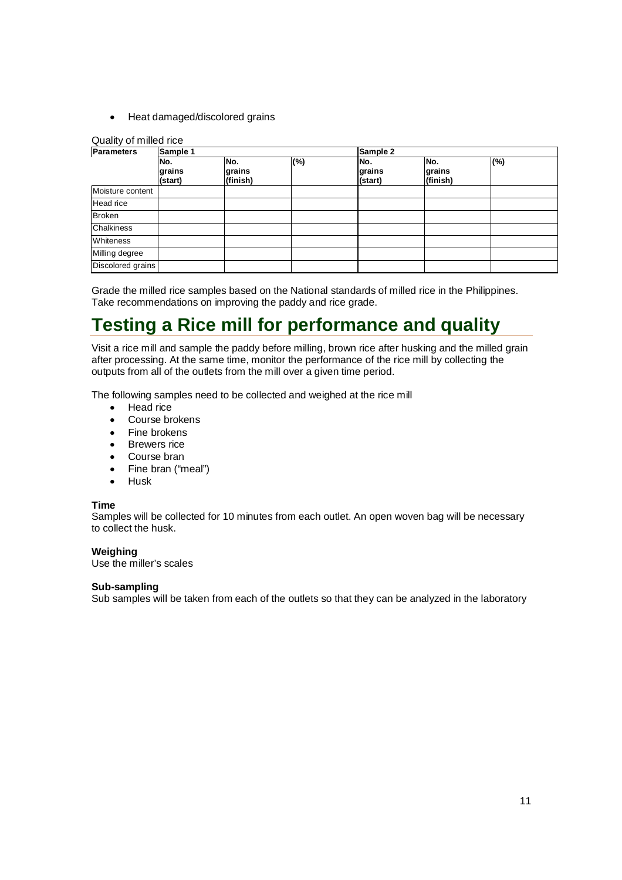- Heat damaged/discolored grains

Quality of milled rice

| Parameters | Sample 1 | | | Sample 2 | | |
|---|---|---|---|---|---|---|
| | No. grains (start) | No. grains (finish) | (%) | No. grains (start) | No. grains (finish) | (%) |
| Moisture content | | | | | | |
| Head rice | | | | | | |
| Broken | | | | | | |
| Chalkiness | | | | | | |
| Whiteness | | | | | | |
| Milling degree | | | | | | |
| Discolored grains | | | | | | |

Grade the milled rice samples based on the National standards of milled rice in the Philippines. Take recommendations on improving the paddy and rice grade.

# Testing a Rice mill for performance and quality

Visit a rice mill and sample the paddy before milling, brown rice after husking and the milled grain after processing. At the same time, monitor the performance of the rice mill by collecting the outputs from all of the outlets from the mill over a given time period.

The following samples need to be collected and weighed at the rice mill

- Head rice
- Course brokens
- Fine brokens
- Brewers rice
- Course bran
- Fine bran ("meal")
- Husk

**Time**
Samples will be collected for 10 minutes from each outlet. An open woven bag will be necessary to collect the husk.

**Weighing**
Use the miller's scales

**Sub-sampling**
Sub samples will be taken from each of the outlets so that they can be analyzed in the laboratory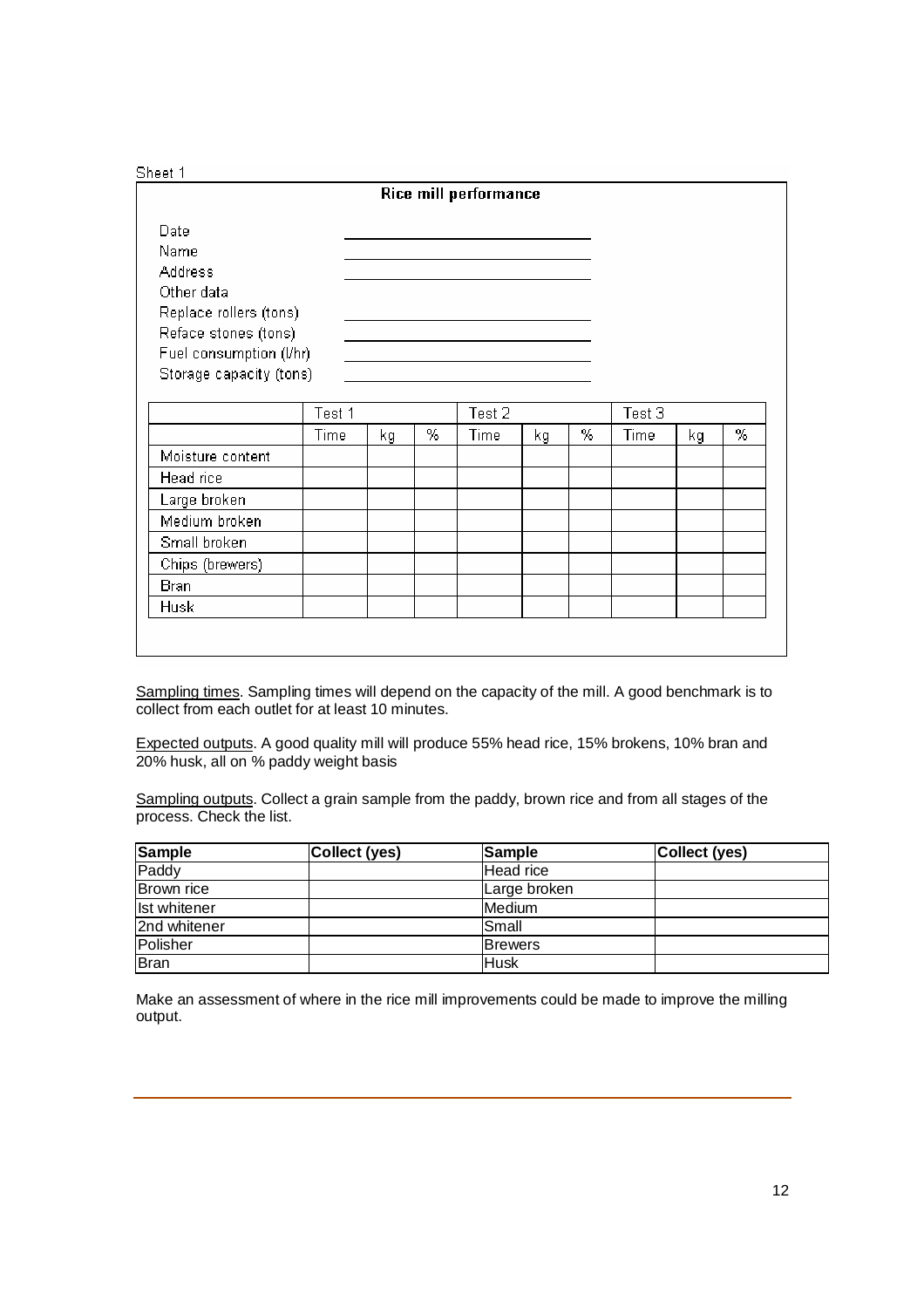Sheet 1

**Rice mill performance**

Date ______________________

Name ______________________

Address ______________________

Other data

Replace rollers (tons) ______________________

Reface stones (tons) ______________________

Fuel consumption (l/hr) ______________________

Storage capacity (tons) ______________________

| | Test 1 | | | Test 2 | | | Test 3 | | |
|---|---|---|---|---|---|---|---|---|---|
| | Time | kg | % | Time | kg | % | Time | kg | % |
| Moisture content | | | | | | | | | |
| Head rice | | | | | | | | | |
| Large broken | | | | | | | | | |
| Medium broken | | | | | | | | | |
| Small broken | | | | | | | | | |
| Chips (brewers) | | | | | | | | | |
| Bran | | | | | | | | | |
| Husk | | | | | | | | | |

Sampling times. Sampling times will depend on the capacity of the mill. A good benchmark is to collect from each outlet for at least 10 minutes.

Expected outputs. A good quality mill will produce 55% head rice, 15% brokens, 10% bran and 20% husk, all on % paddy weight basis

Sampling outputs. Collect a grain sample from the paddy, brown rice and from all stages of the process. Check the list.

| Sample | Collect (yes) | Sample | Collect (yes) |
|---|---|---|---|
| Paddy | | Head rice | |
| Brown rice | | Large broken | |
| Ist whitener | | Medium | |
| 2nd whitener | | Small | |
| Polisher | | Brewers | |
| Bran | | Husk | |

Make an assessment of where in the rice mill improvements could be made to improve the milling output.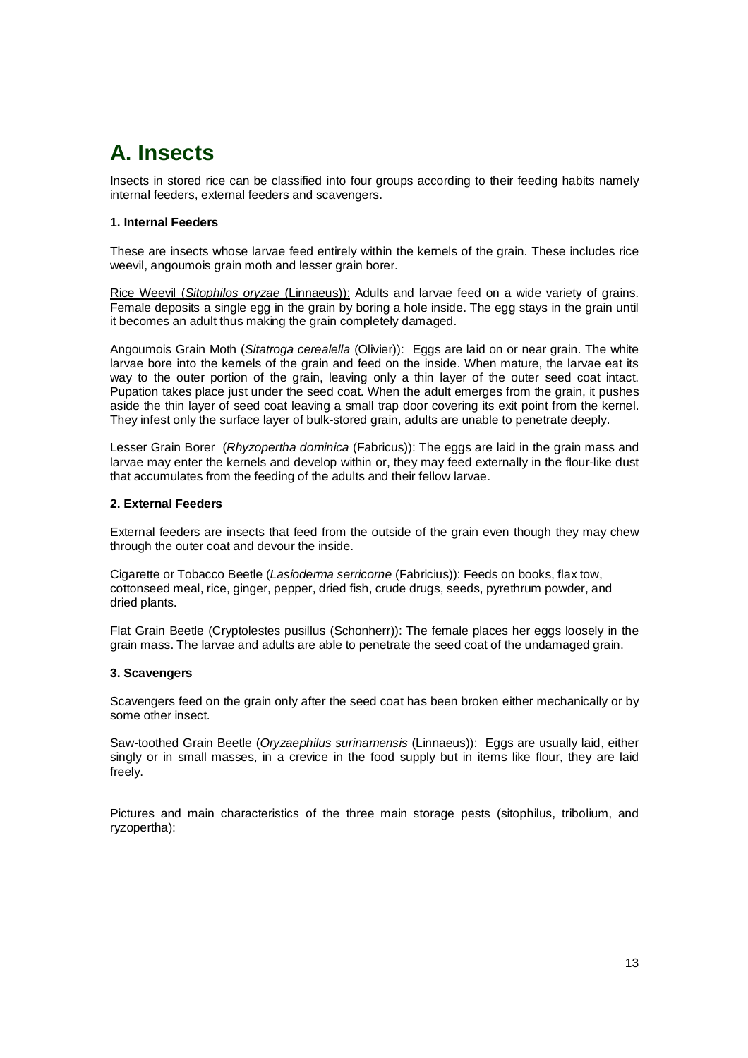# A. Insects

Insects in stored rice can be classified into four groups according to their feeding habits namely internal feeders, external feeders and scavengers.

### 1. Internal Feeders

These are insects whose larvae feed entirely within the kernels of the grain. These includes rice weevil, angoumois grain moth and lesser grain borer.

Rice Weevil (*Sitophilos oryzae* (Linnaeus)): Adults and larvae feed on a wide variety of grains. Female deposits a single egg in the grain by boring a hole inside. The egg stays in the grain until it becomes an adult thus making the grain completely damaged.

Angoumois Grain Moth (*Sitatroga cerealella* (Olivier)): Eggs are laid on or near grain. The white larvae bore into the kernels of the grain and feed on the inside. When mature, the larvae eat its way to the outer portion of the grain, leaving only a thin layer of the outer seed coat intact. Pupation takes place just under the seed coat. When the adult emerges from the grain, it pushes aside the thin layer of seed coat leaving a small trap door covering its exit point from the kernel. They infest only the surface layer of bulk-stored grain, adults are unable to penetrate deeply.

Lesser Grain Borer (*Rhyzopertha dominica* (Fabricus)): The eggs are laid in the grain mass and larvae may enter the kernels and develop within or, they may feed externally in the flour-like dust that accumulates from the feeding of the adults and their fellow larvae.

### 2. External Feeders

External feeders are insects that feed from the outside of the grain even though they may chew through the outer coat and devour the inside.

Cigarette or Tobacco Beetle (*Lasioderma serricorne* (Fabricius)): Feeds on books, flax tow, cottonseed meal, rice, ginger, pepper, dried fish, crude drugs, seeds, pyrethrum powder, and dried plants.

Flat Grain Beetle (Cryptolestes pusillus (Schonherr)): The female places her eggs loosely in the grain mass. The larvae and adults are able to penetrate the seed coat of the undamaged grain.

### 3. Scavengers

Scavengers feed on the grain only after the seed coat has been broken either mechanically or by some other insect.

Saw-toothed Grain Beetle (*Oryzaephilus surinamensis* (Linnaeus)): Eggs are usually laid, either singly or in small masses, in a crevice in the food supply but in items like flour, they are laid freely.

Pictures and main characteristics of the three main storage pests (sitophilus, tribolium, and ryzopertha):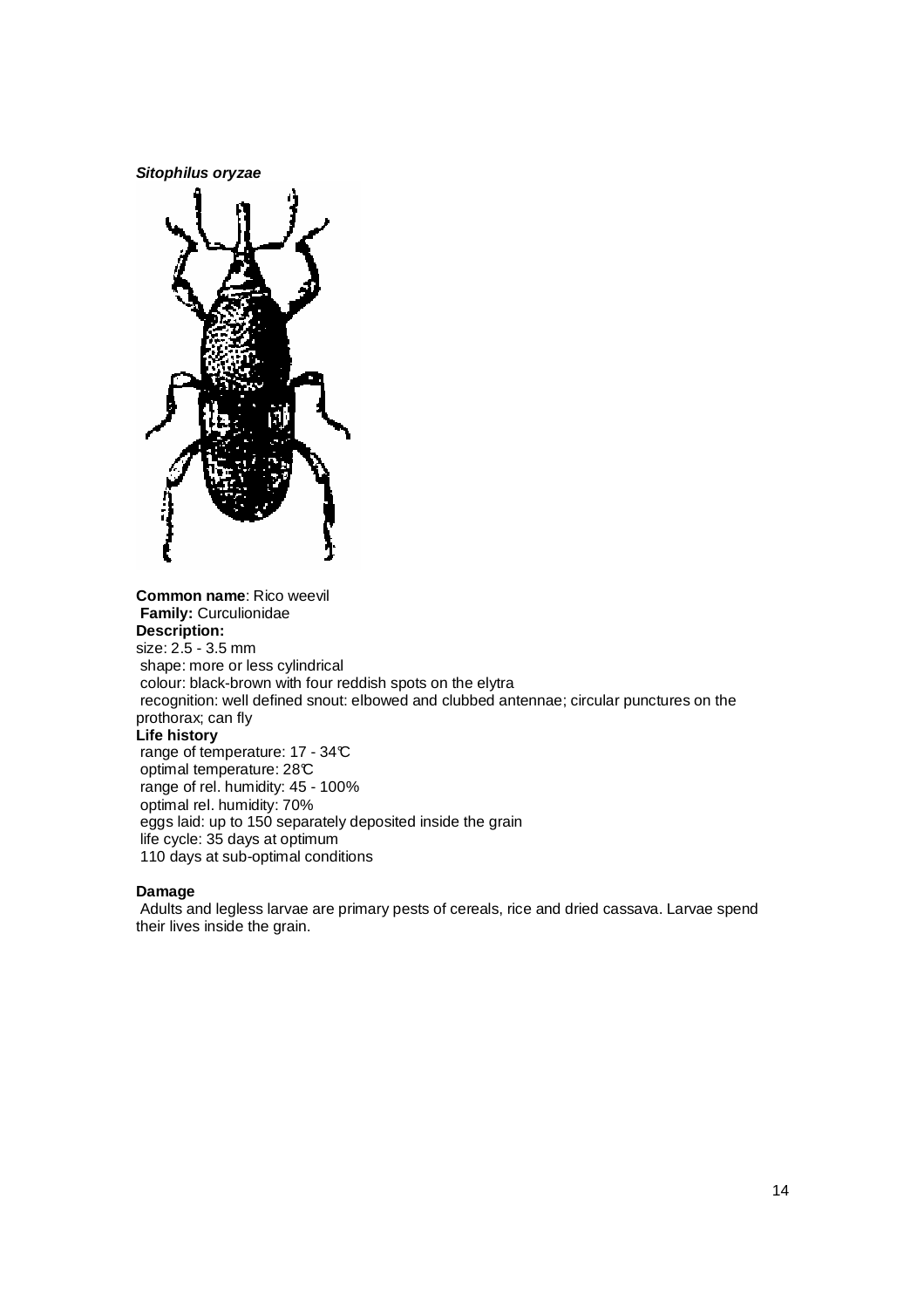***Sitophilus oryzae***

**Common name**: Rico weevil
**Family:** Curculionidae
**Description:**
size: 2.5 - 3.5 mm
shape: more or less cylindrical
colour: black-brown with four reddish spots on the elytra
recognition: well defined snout: elbowed and clubbed antennae; circular punctures on the prothorax; can fly
**Life history**
range of temperature: 17 - 34°C
optimal temperature: 28°C
range of rel. humidity: 45 - 100%
optimal rel. humidity: 70%
eggs laid: up to 150 separately deposited inside the grain
life cycle: 35 days at optimum
110 days at sub-optimal conditions

**Damage**
Adults and legless larvae are primary pests of cereals, rice and dried cassava. Larvae spend their lives inside the grain.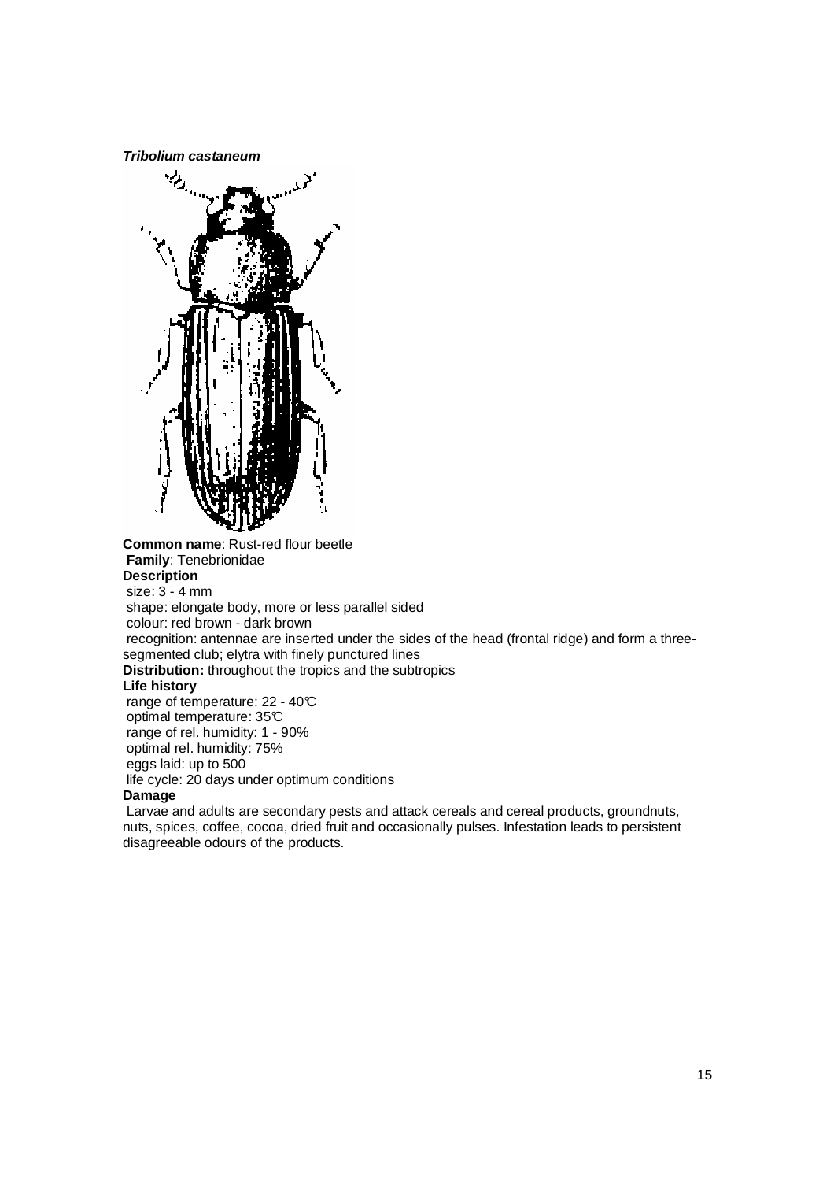***Tribolium castaneum***

**Common name**: Rust-red flour beetle

**Family**: Tenebrionidae

**Description**

size: 3 - 4 mm

shape: elongate body, more or less parallel sided

colour: red brown - dark brown

recognition: antennae are inserted under the sides of the head (frontal ridge) and form a three-segmented club; elytra with finely punctured lines

**Distribution:** throughout the tropics and the subtropics

**Life history**

range of temperature: 22 - 40°C

optimal temperature: 35°C

range of rel. humidity: 1 - 90%

optimal rel. humidity: 75%

eggs laid: up to 500

life cycle: 20 days under optimum conditions

**Damage**

Larvae and adults are secondary pests and attack cereals and cereal products, groundnuts, nuts, spices, coffee, cocoa, dried fruit and occasionally pulses. Infestation leads to persistent disagreeable odours of the products.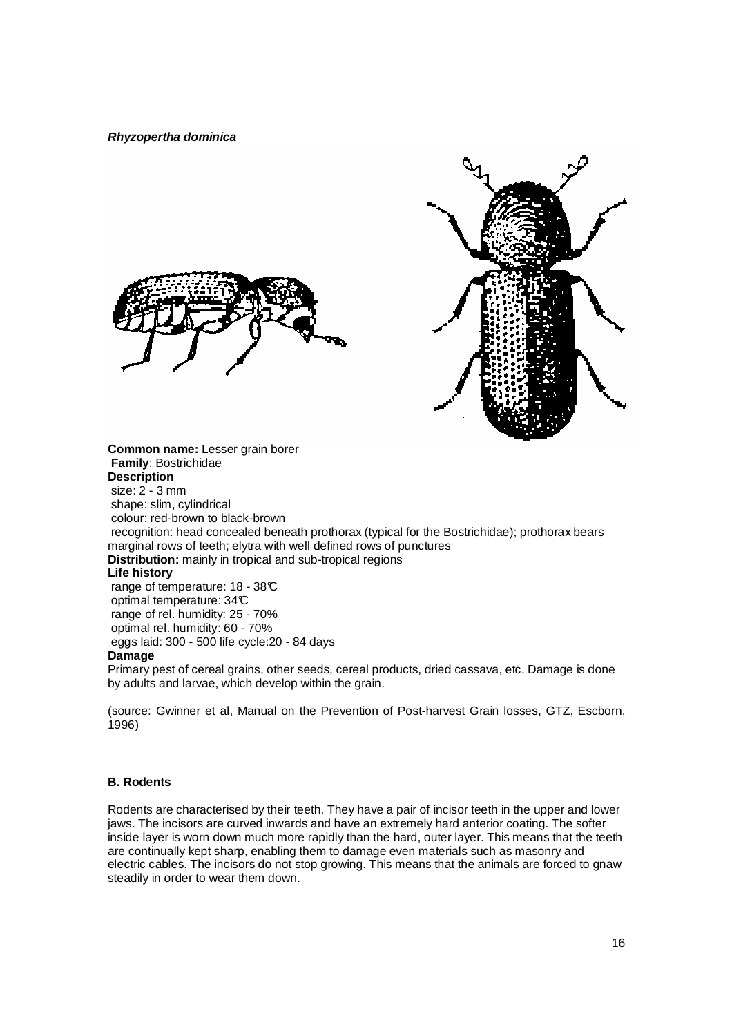***Rhyzopertha dominica***

**Common name:** Lesser grain borer
**Family**: Bostrichidae
**Description**
size: 2 - 3 mm
shape: slim, cylindrical
colour: red-brown to black-brown
recognition: head concealed beneath prothorax (typical for the Bostrichidae); prothorax bears marginal rows of teeth; elytra with well defined rows of punctures
**Distribution:** mainly in tropical and sub-tropical regions
**Life history**
range of temperature: 18 - 38°C
optimal temperature: 34°C
range of rel. humidity: 25 - 70%
optimal rel. humidity: 60 - 70%
eggs laid: 300 - 500 life cycle:20 - 84 days
**Damage**
Primary pest of cereal grains, other seeds, cereal products, dried cassava, etc. Damage is done by adults and larvae, which develop within the grain.

(source: Gwinner et al, Manual on the Prevention of Post-harvest Grain losses, GTZ, Escborn, 1996)

### B. Rodents

Rodents are characterised by their teeth. They have a pair of incisor teeth in the upper and lower jaws. The incisors are curved inwards and have an extremely hard anterior coating. The softer inside layer is worn down much more rapidly than the hard, outer layer. This means that the teeth are continually kept sharp, enabling them to damage even materials such as masonry and electric cables. The incisors do not stop growing. This means that the animals are forced to gnaw steadily in order to wear them down.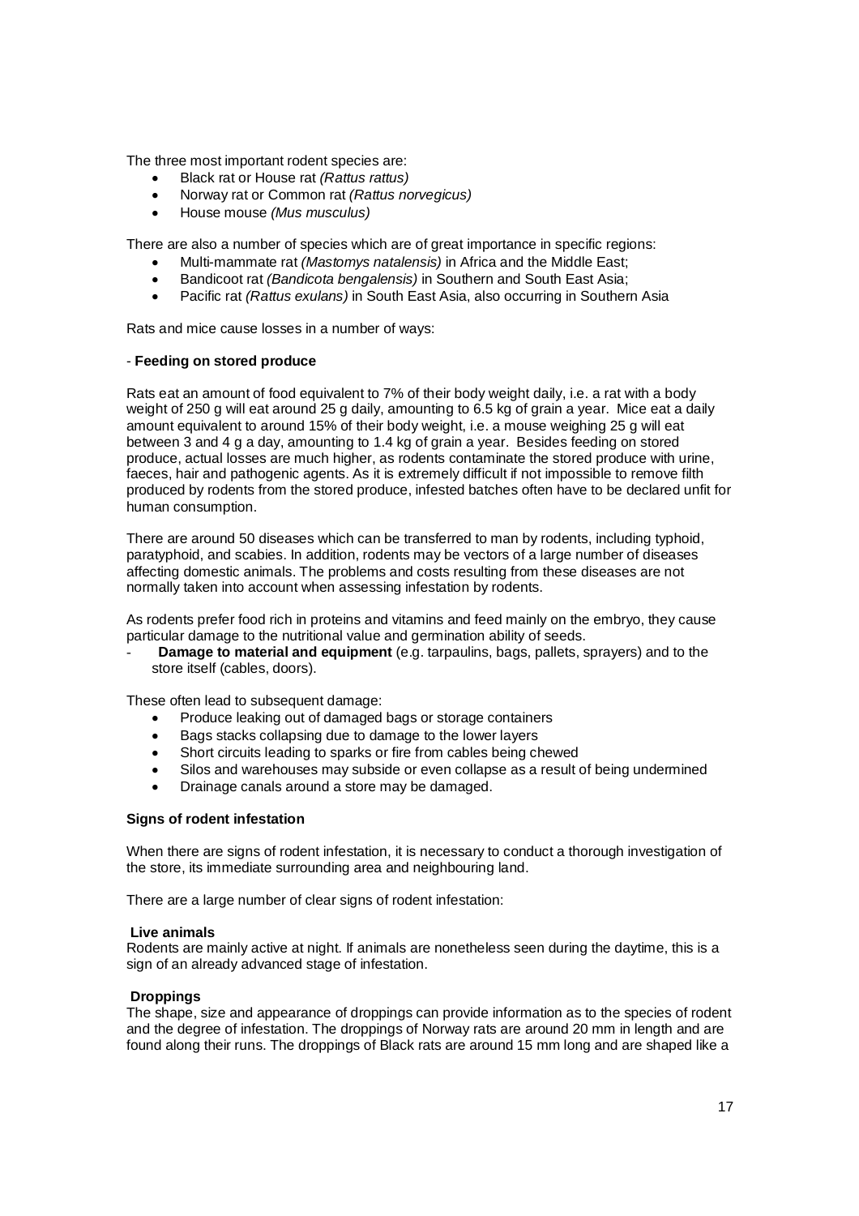The three most important rodent species are:

- Black rat or House rat *(Rattus rattus)*
- Norway rat or Common rat *(Rattus norvegicus)*
- House mouse *(Mus musculus)*

There are also a number of species which are of great importance in specific regions:

- Multi-mammate rat *(Mastomys natalensis)* in Africa and the Middle East;
- Bandicoot rat *(Bandicota bengalensis)* in Southern and South East Asia;
- Pacific rat *(Rattus exulans)* in South East Asia, also occurring in Southern Asia

Rats and mice cause losses in a number of ways:

- **Feeding on stored produce**

Rats eat an amount of food equivalent to 7% of their body weight daily, i.e. a rat with a body weight of 250 g will eat around 25 g daily, amounting to 6.5 kg of grain a year. Mice eat a daily amount equivalent to around 15% of their body weight, i.e. a mouse weighing 25 g will eat between 3 and 4 g a day, amounting to 1.4 kg of grain a year. Besides feeding on stored produce, actual losses are much higher, as rodents contaminate the stored produce with urine, faeces, hair and pathogenic agents. As it is extremely difficult if not impossible to remove filth produced by rodents from the stored produce, infested batches often have to be declared unfit for human consumption.

There are around 50 diseases which can be transferred to man by rodents, including typhoid, paratyphoid, and scabies. In addition, rodents may be vectors of a large number of diseases affecting domestic animals. The problems and costs resulting from these diseases are not normally taken into account when assessing infestation by rodents.

As rodents prefer food rich in proteins and vitamins and feed mainly on the embryo, they cause particular damage to the nutritional value and germination ability of seeds.

- **Damage to material and equipment** (e.g. tarpaulins, bags, pallets, sprayers) and to the store itself (cables, doors).

These often lead to subsequent damage:

- Produce leaking out of damaged bags or storage containers
- Bags stacks collapsing due to damage to the lower layers
- Short circuits leading to sparks or fire from cables being chewed
- Silos and warehouses may subside or even collapse as a result of being undermined
- Drainage canals around a store may be damaged.

**Signs of rodent infestation**

When there are signs of rodent infestation, it is necessary to conduct a thorough investigation of the store, its immediate surrounding area and neighbouring land.

There are a large number of clear signs of rodent infestation:

**Live animals**
Rodents are mainly active at night. If animals are nonetheless seen during the daytime, this is a sign of an already advanced stage of infestation.

**Droppings**
The shape, size and appearance of droppings can provide information as to the species of rodent and the degree of infestation. The droppings of Norway rats are around 20 mm in length and are found along their runs. The droppings of Black rats are around 15 mm long and are shaped like a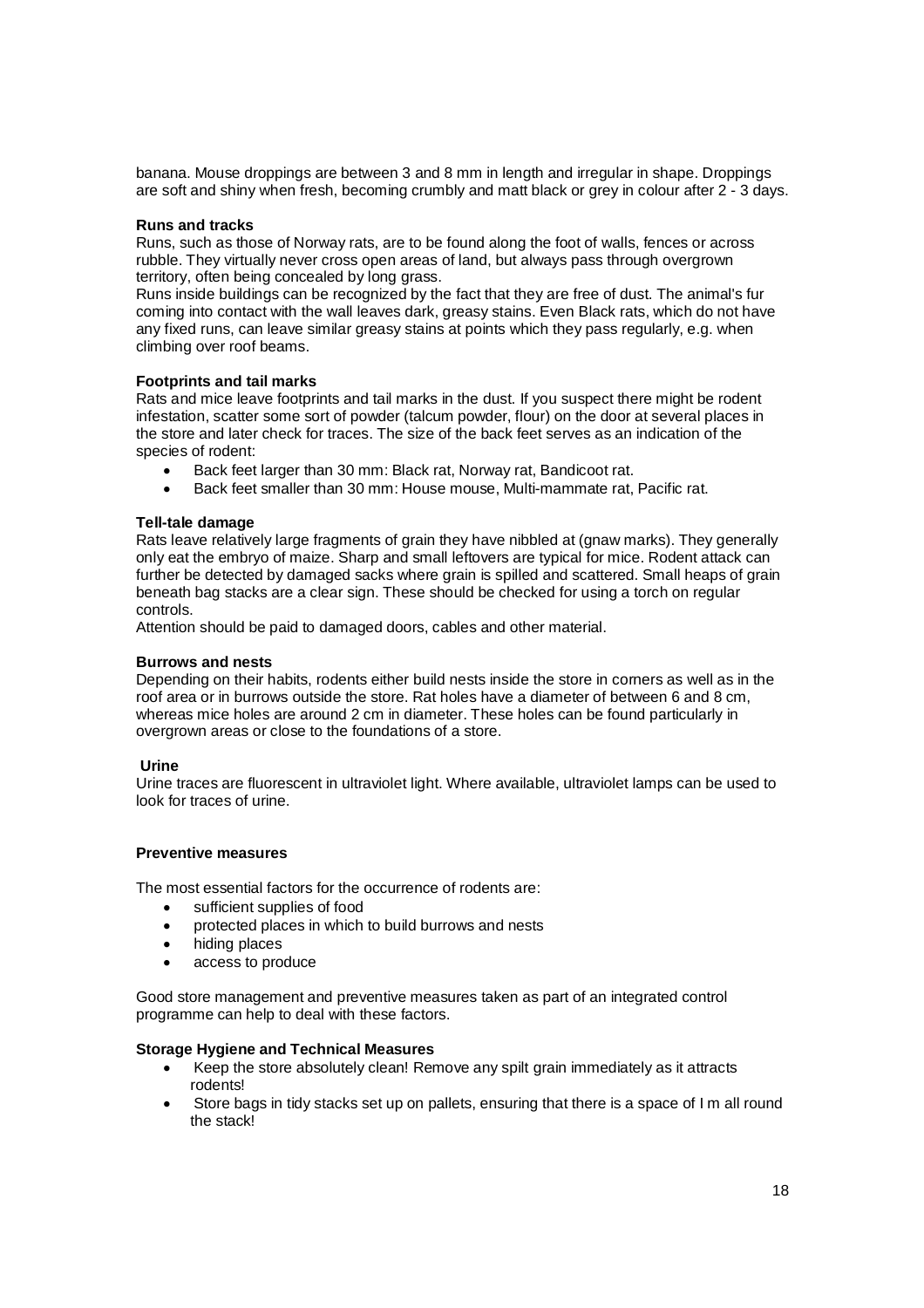banana. Mouse droppings are between 3 and 8 mm in length and irregular in shape. Droppings are soft and shiny when fresh, becoming crumbly and matt black or grey in colour after 2 - 3 days.

**Runs and tracks**

Runs, such as those of Norway rats, are to be found along the foot of walls, fences or across rubble. They virtually never cross open areas of land, but always pass through overgrown territory, often being concealed by long grass.

Runs inside buildings can be recognized by the fact that they are free of dust. The animal's fur coming into contact with the wall leaves dark, greasy stains. Even Black rats, which do not have any fixed runs, can leave similar greasy stains at points which they pass regularly, e.g. when climbing over roof beams.

**Footprints and tail marks**

Rats and mice leave footprints and tail marks in the dust. If you suspect there might be rodent infestation, scatter some sort of powder (talcum powder, flour) on the door at several places in the store and later check for traces. The size of the back feet serves as an indication of the species of rodent:

- Back feet larger than 30 mm: Black rat, Norway rat, Bandicoot rat.
- Back feet smaller than 30 mm: House mouse, Multi-mammate rat, Pacific rat.

**Tell-tale damage**

Rats leave relatively large fragments of grain they have nibbled at (gnaw marks). They generally only eat the embryo of maize. Sharp and small leftovers are typical for mice. Rodent attack can further be detected by damaged sacks where grain is spilled and scattered. Small heaps of grain beneath bag stacks are a clear sign. These should be checked for using a torch on regular controls.

Attention should be paid to damaged doors, cables and other material.

**Burrows and nests**

Depending on their habits, rodents either build nests inside the store in corners as well as in the roof area or in burrows outside the store. Rat holes have a diameter of between 6 and 8 cm, whereas mice holes are around 2 cm in diameter. These holes can be found particularly in overgrown areas or close to the foundations of a store.

**Urine**

Urine traces are fluorescent in ultraviolet light. Where available, ultraviolet lamps can be used to look for traces of urine.

**Preventive measures**

The most essential factors for the occurrence of rodents are:

- sufficient supplies of food
- protected places in which to build burrows and nests
- hiding places
- access to produce

Good store management and preventive measures taken as part of an integrated control programme can help to deal with these factors.

**Storage Hygiene and Technical Measures**

- Keep the store absolutely clean! Remove any spilt grain immediately as it attracts rodents!
- Store bags in tidy stacks set up on pallets, ensuring that there is a space of I m all round the stack!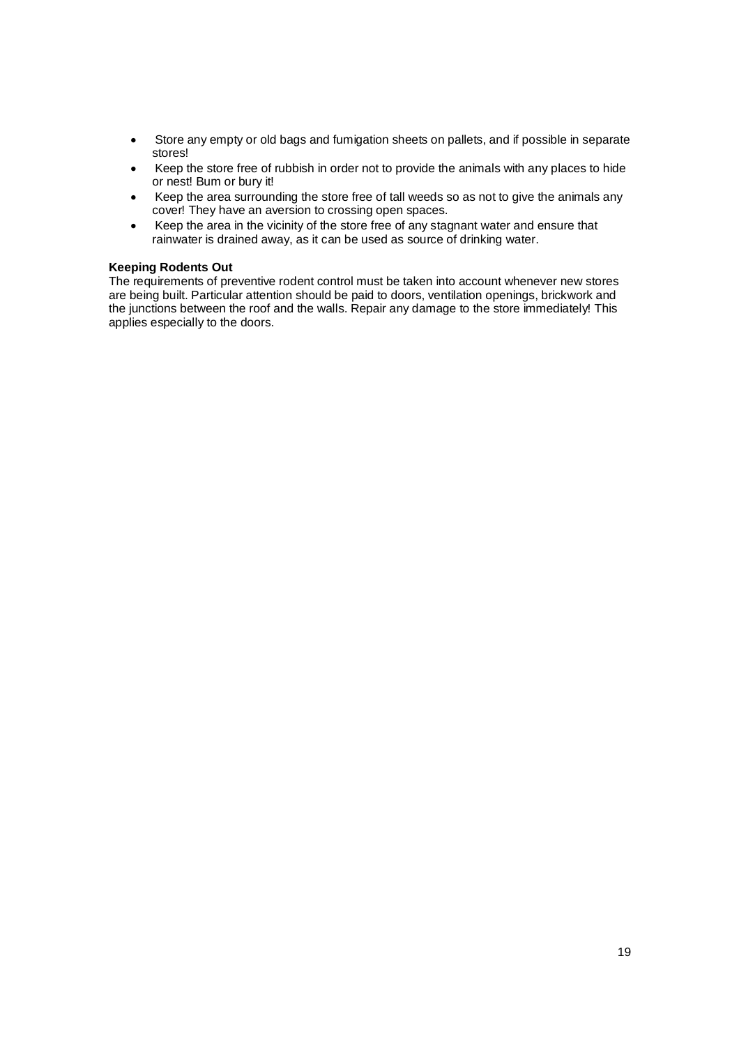- Store any empty or old bags and fumigation sheets on pallets, and if possible in separate stores!
- Keep the store free of rubbish in order not to provide the animals with any places to hide or nest! Bum or bury it!
- Keep the area surrounding the store free of tall weeds so as not to give the animals any cover! They have an aversion to crossing open spaces.
- Keep the area in the vicinity of the store free of any stagnant water and ensure that rainwater is drained away, as it can be used as source of drinking water.

**Keeping Rodents Out**

The requirements of preventive rodent control must be taken into account whenever new stores are being built. Particular attention should be paid to doors, ventilation openings, brickwork and the junctions between the roof and the walls. Repair any damage to the store immediately! This applies especially to the doors.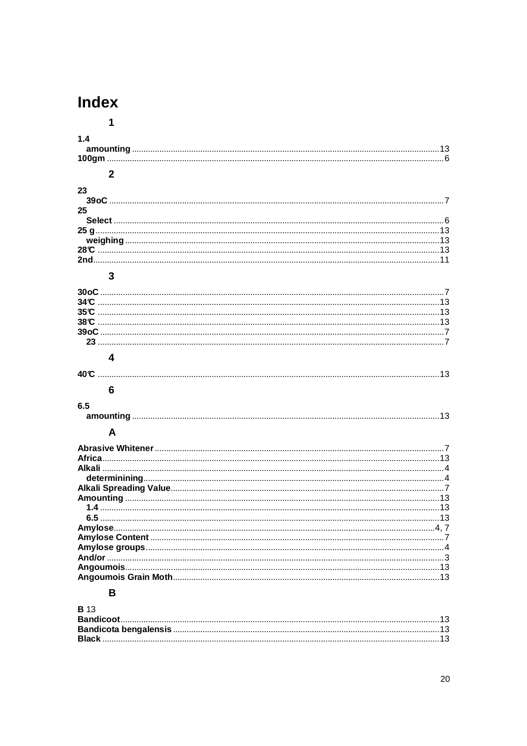# Index

## 1

**1.4**
- **amounting** ............ 13

**100gm** ............ 6

## 2

**23**
- **39oC** ............ 7

**25**
- **Select** ............ 6

**25 g** ............ 13
- **weighing** ............ 13

**28℃** ............ 13

**2nd** ............ 11

## 3

**30oC** ............ 7

**34℃** ............ 13

**35℃** ............ 13

**38℃** ............ 13

**39oC** ............ 7
- **23** ............ 7

## 4

**40℃** ............ 13

## 6

**6.5**
- **amounting** ............ 13

## A

**Abrasive Whitener** ............ 7

**Africa** ............ 13

**Alkali** ............ 4
- **determinining** ............ 4

**Alkali Spreading Value** ............ 7

**Amounting** ............ 13
- **1.4** ............ 13
- **6.5** ............ 13

**Amylose** ............ 4, 7

**Amylose Content** ............ 7

**Amylose groups** ............ 4

**And/or** ............ 3

**Angoumois** ............ 13

**Angoumois Grain Moth** ............ 13

## B

**B** 13

**Bandicoot** ............ 13

**Bandicota bengalensis** ............ 13

**Black** ............ 13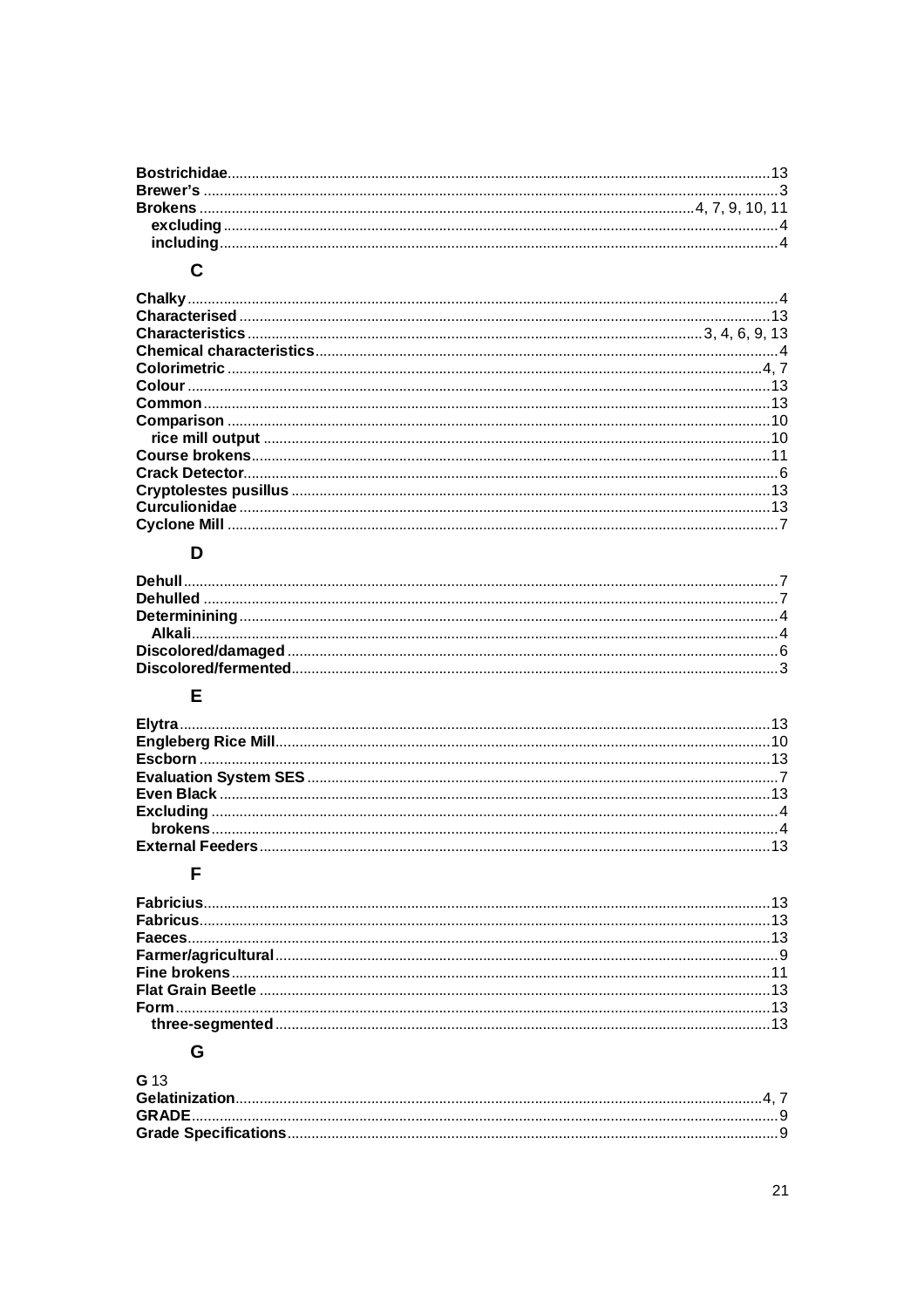**Bostrichidae** ........................................................ 13
**Brewer's** ........................................................ 3
**Brokens** ........................................................ 4, 7, 9, 10, 11
  **excluding** ........................................................ 4
  **including** ........................................................ 4

## C

**Chalky** ........................................................ 4
**Characterised** ........................................................ 13
**Characteristics** ........................................................ 3, 4, 6, 9, 13
**Chemical characteristics** ........................................................ 4
**Colorimetric** ........................................................ 4, 7
**Colour** ........................................................ 13
**Common** ........................................................ 13
**Comparison** ........................................................ 10
  **rice mill output** ........................................................ 10
**Course brokens** ........................................................ 11
**Crack Detector** ........................................................ 6
**Cryptolestes pusillus** ........................................................ 13
**Curculionidae** ........................................................ 13
**Cyclone Mill** ........................................................ 7

## D

**Dehull** ........................................................ 7
**Dehulled** ........................................................ 7
**Determinining** ........................................................ 4
  **Alkali** ........................................................ 4
**Discolored/damaged** ........................................................ 6
**Discolored/fermented** ........................................................ 3

## E

**Elytra** ........................................................ 13
**Engleberg Rice Mill** ........................................................ 10
**Escborn** ........................................................ 13
**Evaluation System SES** ........................................................ 7
**Even Black** ........................................................ 13
**Excluding** ........................................................ 4
  **brokens** ........................................................ 4
**External Feeders** ........................................................ 13

## F

**Fabricius** ........................................................ 13
**Fabricus** ........................................................ 13
**Faeces** ........................................................ 13
**Farmer/agricultural** ........................................................ 9
**Fine brokens** ........................................................ 11
**Flat Grain Beetle** ........................................................ 13
**Form** ........................................................ 13
  **three-segmented** ........................................................ 13

## G

**G** 13
**Gelatinization** ........................................................ 4, 7
**GRADE** ........................................................ 9
**Grade Specifications** ........................................................ 9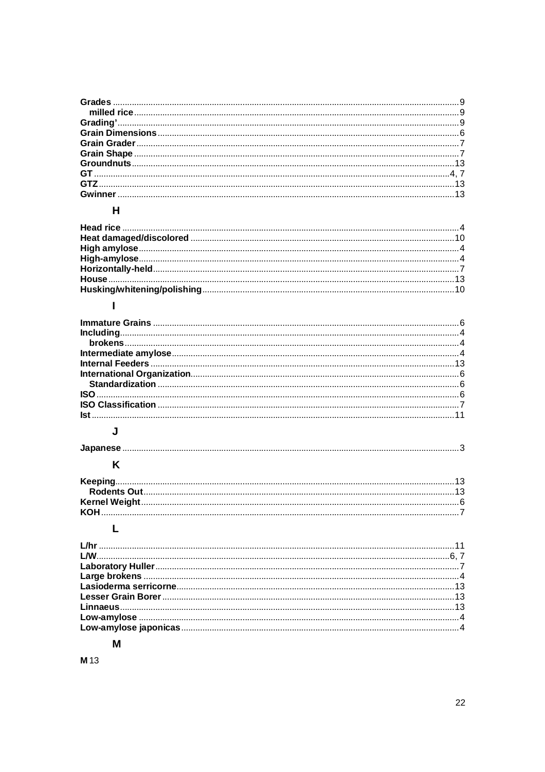**Grades** ................................................ 9
  **milled rice** ......................................... 9
**Grading'** ............................................. 9
**Grain Dimensions** ................................... 6
**Grain Grader** ........................................ 7
**Grain Shape** ......................................... 7
**Groundnuts** ......................................... 13
**GT** ................................................... 4, 7
**GTZ** .................................................. 13
**Gwinner** ............................................. 13

### H

**Head rice** ............................................. 4
**Heat damaged/discolored** ......................... 10
**High amylose** ......................................... 4
**High-amylose** ......................................... 4
**Horizontally-held** .................................... 7
**House** ................................................. 13
**Husking/whitening/polishing** ....................... 10

### I

**Immature Grains** ..................................... 6
**Including** ............................................. 4
  **brokens** ............................................. 4
**Intermediate amylose** ............................... 4
**Internal Feeders** .................................... 13
**International Organization** ......................... 6
  **Standardization** ................................... 6
**ISO** ................................................... 6
**ISO Classification** .................................. 7
**Ist** .................................................... 11

### J

**Japanese** ............................................. 3

### K

**Keeping** .............................................. 13
  **Rodents Out** ....................................... 13
**Kernel Weight** ........................................ 6
**KOH** ................................................... 7

### L

**L/hr** ................................................... 11
**L/W** ................................................... 6, 7
**Laboratory Huller** .................................... 7
**Large brokens** ....................................... 4
**Lasioderma serricorne** .............................. 13
**Lesser Grain Borer** ................................. 13
**Linnaeus** ............................................. 13
**Low-amylose** ......................................... 4
**Low-amylose japonicas** ............................. 4

### M

**M** 13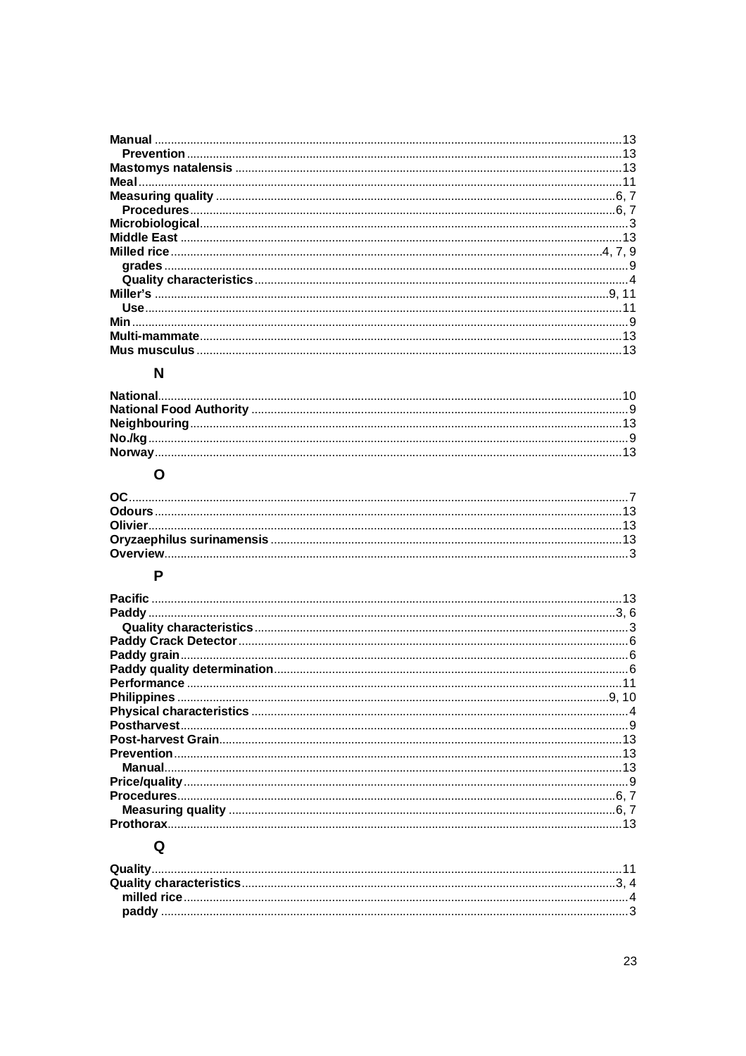**Manual** ............ 13
  **Prevention** ............ 13
**Mastomys natalensis** ............ 13
**Meal** ............ 11
**Measuring quality** ............ 6, 7
  **Procedures** ............ 6, 7
**Microbiological** ............ 3
**Middle East** ............ 13
**Milled rice** ............ 4, 7, 9
  **grades** ............ 9
  **Quality characteristics** ............ 4
**Miller's** ............ 9, 11
  **Use** ............ 11
**Min** ............ 9
**Multi-mammate** ............ 13
**Mus musculus** ............ 13

## N

**National** ............ 10
**National Food Authority** ............ 9
**Neighbouring** ............ 13
**No./kg** ............ 9
**Norway** ............ 13

## O

**OC** ............ 7
**Odours** ............ 13
**Olivier** ............ 13
**Oryzaephilus surinamensis** ............ 13
**Overview** ............ 3

## P

**Pacific** ............ 13
**Paddy** ............ 3, 6
  **Quality characteristics** ............ 3
**Paddy Crack Detector** ............ 6
**Paddy grain** ............ 6
**Paddy quality determination** ............ 6
**Performance** ............ 11
**Philippines** ............ 9, 10
**Physical characteristics** ............ 4
**Postharvest** ............ 9
**Post-harvest Grain** ............ 13
**Prevention** ............ 13
  **Manual** ............ 13
**Price/quality** ............ 9
**Procedures** ............ 6, 7
  **Measuring quality** ............ 6, 7
**Prothorax** ............ 13

## Q

**Quality** ............ 11
**Quality characteristics** ............ 3, 4
  **milled rice** ............ 4
  **paddy** ............ 3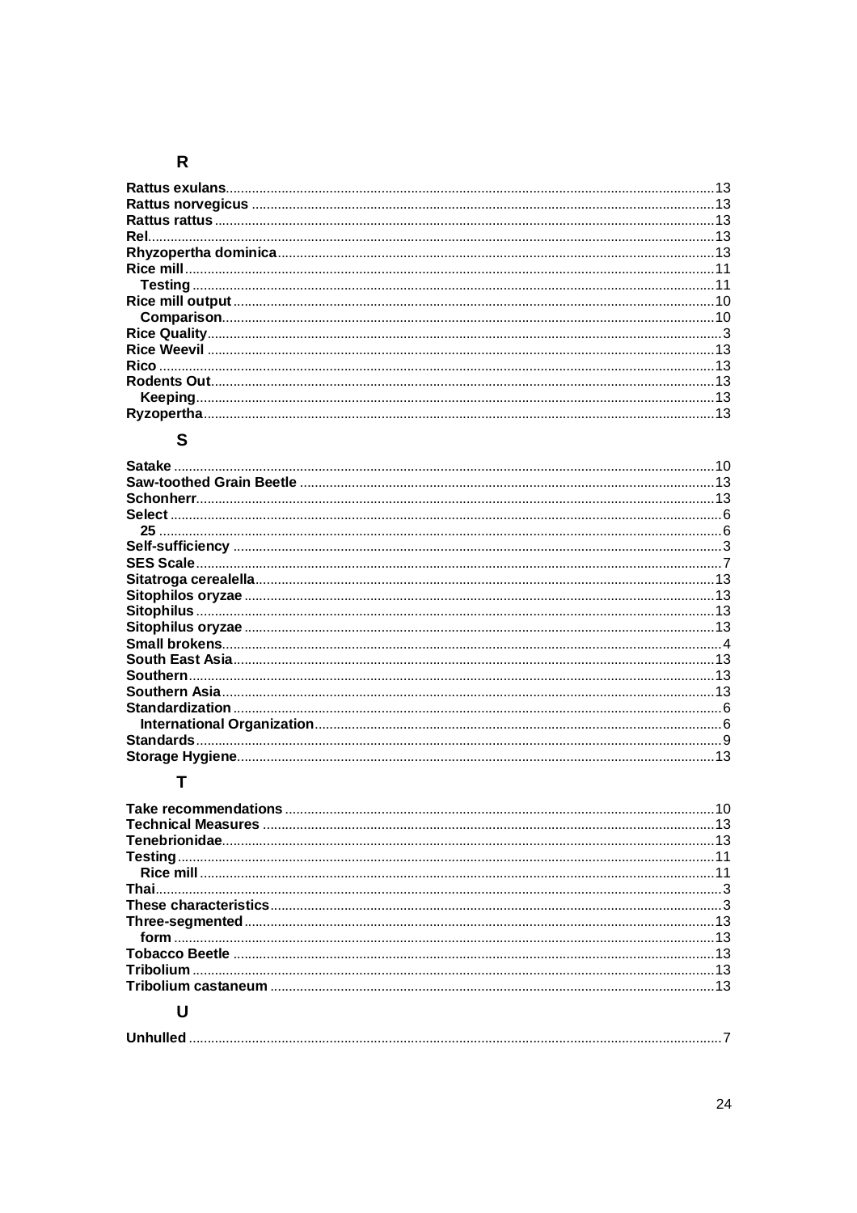## R

**Rattus exulans**.....13
**Rattus norvegicus**.....13
**Rattus rattus**.....13
**Rel**.....13
**Rhyzopertha dominica**.....13
**Rice mill**.....11
- **Testing**.....11

**Rice mill output**.....10
- **Comparison**.....10

**Rice Quality**.....3
**Rice Weevil**.....13
**Rico**.....13
**Rodents Out**.....13
- **Keeping**.....13

**Ryzopertha**.....13

## S

**Satake**.....10
**Saw-toothed Grain Beetle**.....13
**Schonherr**.....13
**Select**.....6
- **25**.....6

**Self-sufficiency**.....3
**SES Scale**.....7
**Sitatroga cerealella**.....13
**Sitophilos oryzae**.....13
**Sitophilus**.....13
**Sitophilus oryzae**.....13
**Small brokens**.....4
**South East Asia**.....13
**Southern**.....13
**Southern Asia**.....13
**Standardization**.....6
- **International Organization**.....6

**Standards**.....9
**Storage Hygiene**.....13

## T

**Take recommendations**.....10
**Technical Measures**.....13
**Tenebrionidae**.....13
**Testing**.....11
- **Rice mill**.....11

**Thai**.....3
**These characteristics**.....3
**Three-segmented**.....13
- **form**.....13

**Tobacco Beetle**.....13
**Tribolium**.....13
**Tribolium castaneum**.....13

## U

**Unhulled**.....7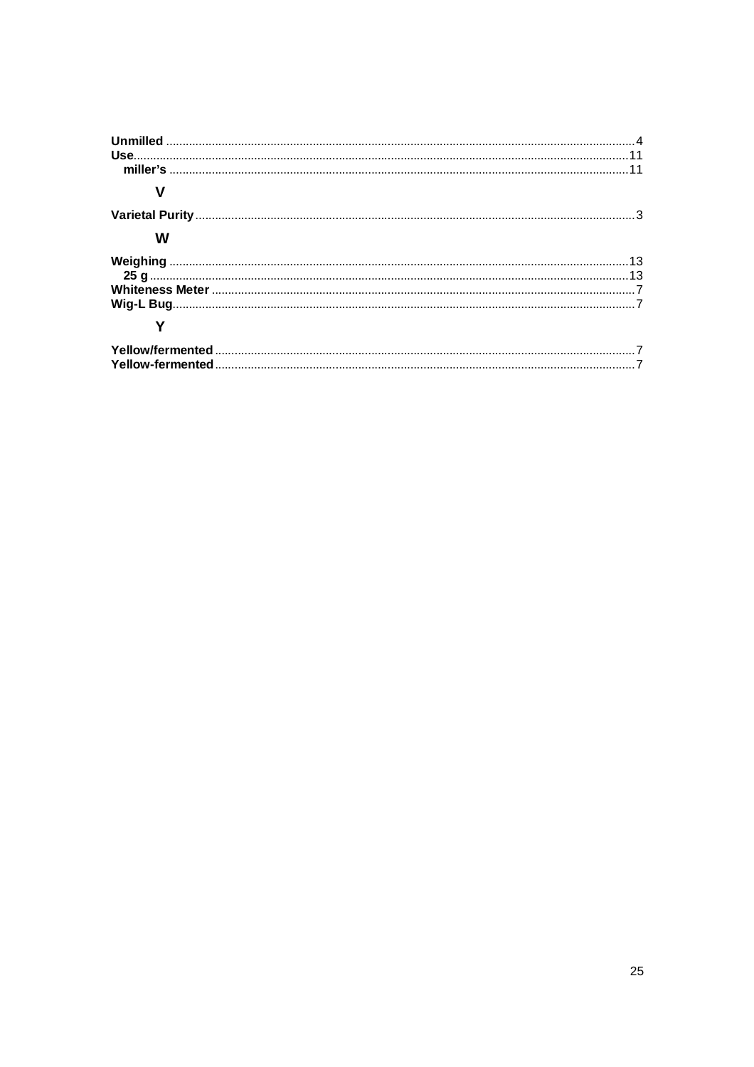**Unmilled** ........................................................................................................................................4
**Use**...................................................................................................................................................11
  **miller's** .........................................................................................................................................11

## V

**Varietal Purity** ..................................................................................................................................3

## W

**Weighing** ..........................................................................................................................................13
  **25 g** ...............................................................................................................................................13
**Whiteness Meter** ...............................................................................................................................7
**Wig-L Bug** .........................................................................................................................................7

## Y

**Yellow/fermented** ..............................................................................................................................7
**Yellow-fermented** ..............................................................................................................................7